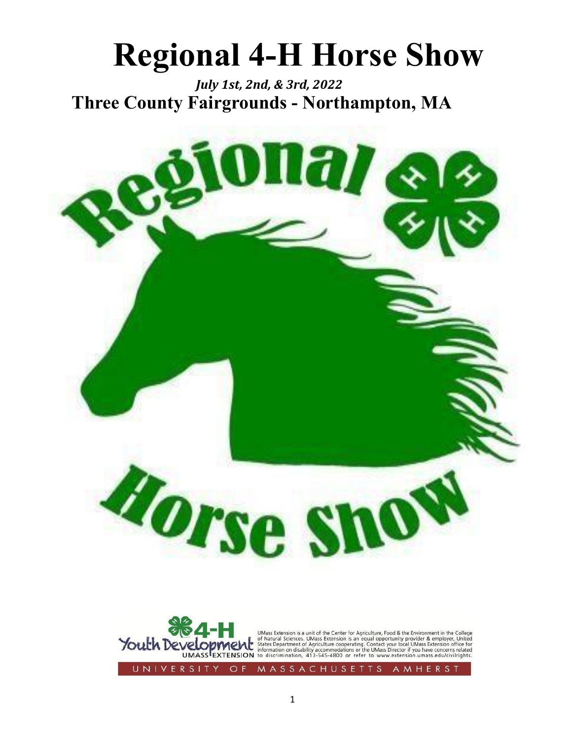# Regional 4-H Horse Show

*July 1st, 2nd, & 3rd, 2022*

**Three County Fairgrounds - Northampton, MA**

UMass Extension is a unit of the Center for Agriculture, Food & the Environment in the College of Natural Sciences. UMass Extension is an equal opportunity provider & employer, United States Department of Agriculture cooperating. Contact your local UMass Extension office for information on disability accommodations or the UMass Director if you have concerns related to discrimination, 413-545-4800 or refer to www.extension.umass.edu/civilrights.

UNIVERSITY OF MASSACHUSETTS AMHERST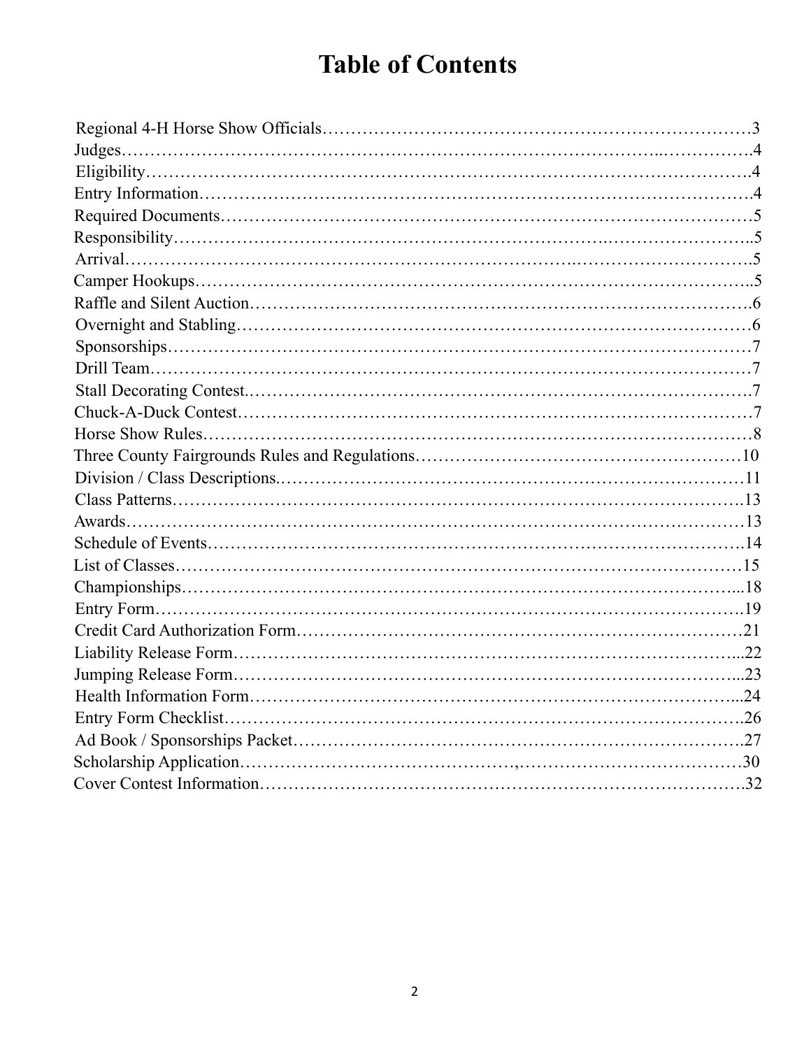# Table of Contents

| Section | Page |
|---|---|
| Regional 4-H Horse Show Officials | 3 |
| Judges | 4 |
| Eligibility | 4 |
| Entry Information | 4 |
| Required Documents | 5 |
| Responsibility | 5 |
| Arrival | 5 |
| Camper Hookups | 5 |
| Raffle and Silent Auction | 6 |
| Overnight and Stabling | 6 |
| Sponsorships | 7 |
| Drill Team | 7 |
| Stall Decorating Contest | 7 |
| Chuck-A-Duck Contest | 7 |
| Horse Show Rules | 8 |
| Three County Fairgrounds Rules and Regulations | 10 |
| Division / Class Descriptions | 11 |
| Class Patterns | 13 |
| Awards | 13 |
| Schedule of Events | 14 |
| List of Classes | 15 |
| Championships | 18 |
| Entry Form | 19 |
| Credit Card Authorization Form | 21 |
| Liability Release Form | 22 |
| Jumping Release Form | 23 |
| Health Information Form | 24 |
| Entry Form Checklist | 26 |
| Ad Book / Sponsorships Packet | 27 |
| Scholarship Application | 30 |
| Cover Contest Information | 32 |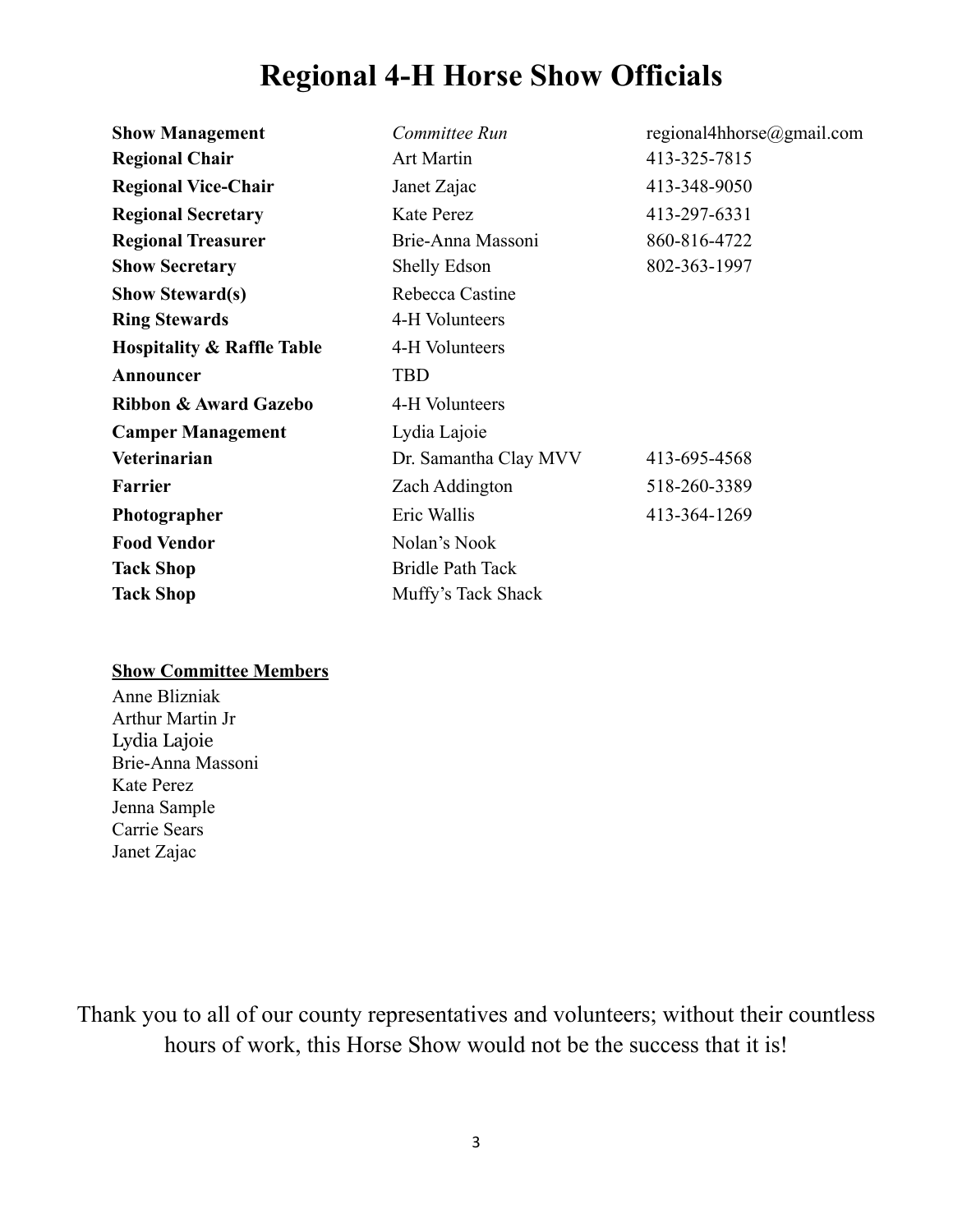# Regional 4-H Horse Show Officials

| | | |
|---|---|---|
| **Show Management** | *Committee Run* | regional4hhorse@gmail.com |
| **Regional Chair** | Art Martin | 413-325-7815 |
| **Regional Vice-Chair** | Janet Zajac | 413-348-9050 |
| **Regional Secretary** | Kate Perez | 413-297-6331 |
| **Regional Treasurer** | Brie-Anna Massoni | 860-816-4722 |
| **Show Secretary** | Shelly Edson | 802-363-1997 |
| **Show Steward(s)** | Rebecca Castine | |
| **Ring Stewards** | 4-H Volunteers | |
| **Hospitality & Raffle Table** | 4-H Volunteers | |
| **Announcer** | TBD | |
| **Ribbon & Award Gazebo** | 4-H Volunteers | |
| **Camper Management** | Lydia Lajoie | |
| **Veterinarian** | Dr. Samantha Clay MVV | 413-695-4568 |
| **Farrier** | Zach Addington | 518-260-3389 |
| **Photographer** | Eric Wallis | 413-364-1269 |
| **Food Vendor** | Nolan's Nook | |
| **Tack Shop** | Bridle Path Tack | |
| **Tack Shop** | Muffy's Tack Shack | |

**Show Committee Members**

Anne Blizniak
Arthur Martin Jr
Lydia Lajoie
Brie-Anna Massoni
Kate Perez
Jenna Sample
Carrie Sears
Janet Zajac

Thank you to all of our county representatives and volunteers; without their countless hours of work, this Horse Show would not be the success that it is!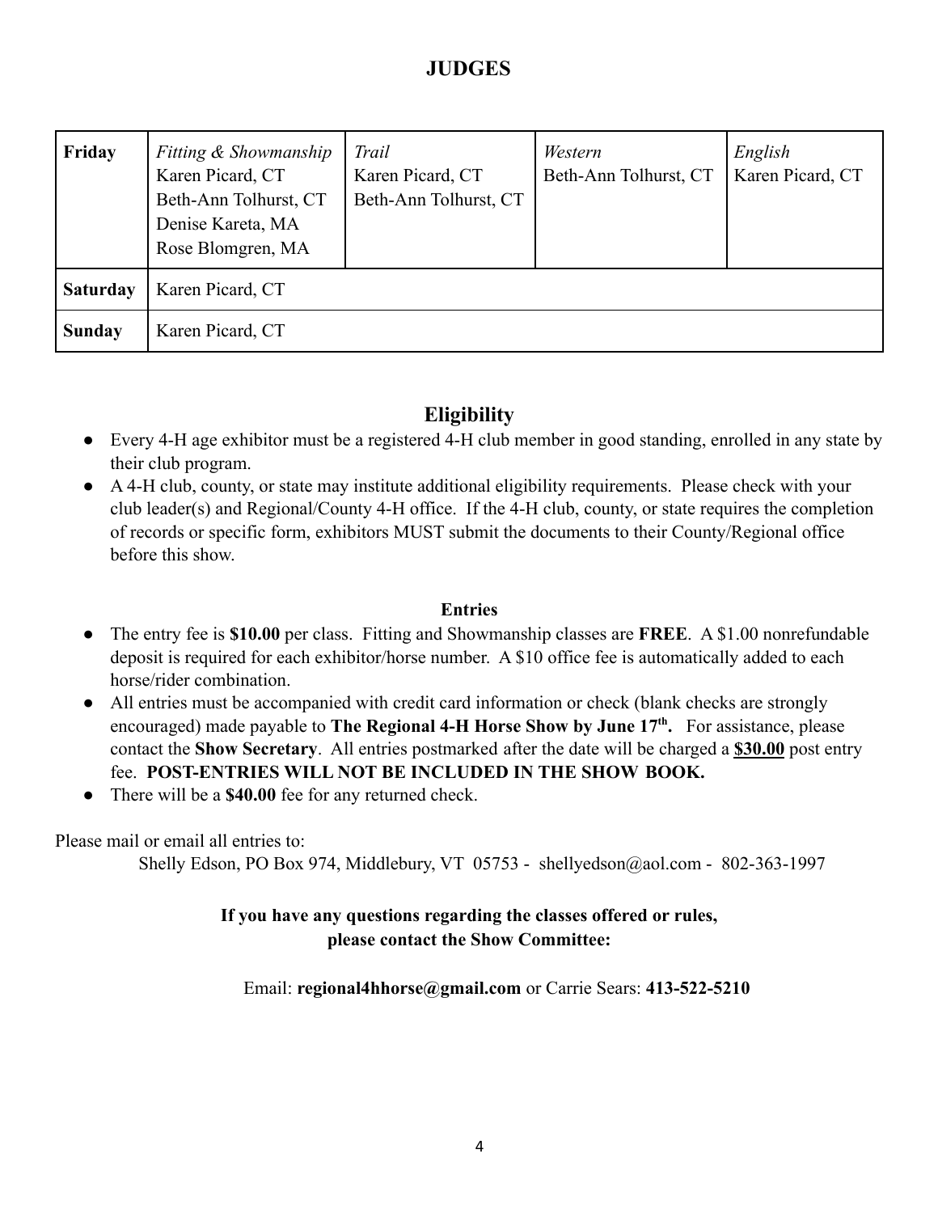# JUDGES

| | | | | |
|---|---|---|---|---|
| **Friday** | *Fitting & Showmanship*<br>Karen Picard, CT<br>Beth-Ann Tolhurst, CT<br>Denise Kareta, MA<br>Rose Blomgren, MA | *Trail*<br>Karen Picard, CT<br>Beth-Ann Tolhurst, CT | *Western*<br>Beth-Ann Tolhurst, CT | *English*<br>Karen Picard, CT |
| **Saturday** | Karen Picard, CT | | | |
| **Sunday** | Karen Picard, CT | | | |

## Eligibility

- Every 4-H age exhibitor must be a registered 4-H club member in good standing, enrolled in any state by their club program.
- A 4-H club, county, or state may institute additional eligibility requirements. Please check with your club leader(s) and Regional/County 4-H office. If the 4-H club, county, or state requires the completion of records or specific form, exhibitors MUST submit the documents to their County/Regional office before this show.

### Entries

- The entry fee is **$10.00** per class. Fitting and Showmanship classes are **FREE**. A $1.00 nonrefundable deposit is required for each exhibitor/horse number. A $10 office fee is automatically added to each horse/rider combination.
- All entries must be accompanied with credit card information or check (blank checks are strongly encouraged) made payable to **The Regional 4-H Horse Show by June 17th.** For assistance, please contact the **Show Secretary**. All entries postmarked after the date will be charged a **$30.00** post entry fee. **POST-ENTRIES WILL NOT BE INCLUDED IN THE SHOW BOOK.**
- There will be a **$40.00** fee for any returned check.

Please mail or email all entries to:

Shelly Edson, PO Box 974, Middlebury, VT 05753 - shellyedson@aol.com - 802-363-1997

**If you have any questions regarding the classes offered or rules, please contact the Show Committee:**

Email: **regional4hhorse@gmail.com** or Carrie Sears: **413-522-5210**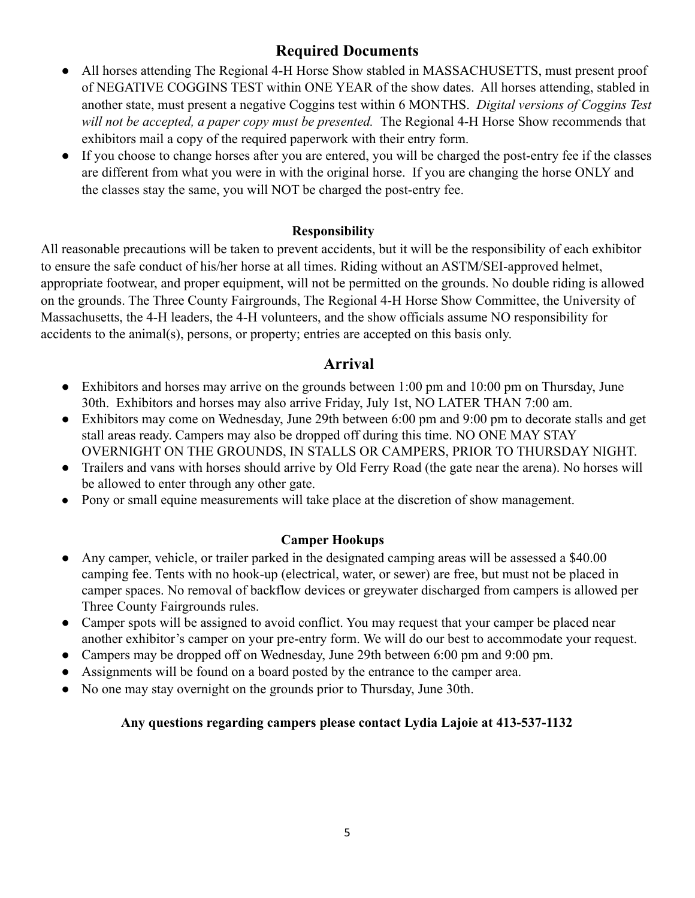## Required Documents

- All horses attending The Regional 4-H Horse Show stabled in MASSACHUSETTS, must present proof of NEGATIVE COGGINS TEST within ONE YEAR of the show dates. All horses attending, stabled in another state, must present a negative Coggins test within 6 MONTHS. *Digital versions of Coggins Test will not be accepted, a paper copy must be presented.* The Regional 4-H Horse Show recommends that exhibitors mail a copy of the required paperwork with their entry form.
- If you choose to change horses after you are entered, you will be charged the post-entry fee if the classes are different from what you were in with the original horse. If you are changing the horse ONLY and the classes stay the same, you will NOT be charged the post-entry fee.

### Responsibility

All reasonable precautions will be taken to prevent accidents, but it will be the responsibility of each exhibitor to ensure the safe conduct of his/her horse at all times. Riding without an ASTM/SEI-approved helmet, appropriate footwear, and proper equipment, will not be permitted on the grounds. No double riding is allowed on the grounds. The Three County Fairgrounds, The Regional 4-H Horse Show Committee, the University of Massachusetts, the 4-H leaders, the 4-H volunteers, and the show officials assume NO responsibility for accidents to the animal(s), persons, or property; entries are accepted on this basis only.

## Arrival

- Exhibitors and horses may arrive on the grounds between 1:00 pm and 10:00 pm on Thursday, June 30th. Exhibitors and horses may also arrive Friday, July 1st, NO LATER THAN 7:00 am.
- Exhibitors may come on Wednesday, June 29th between 6:00 pm and 9:00 pm to decorate stalls and get stall areas ready. Campers may also be dropped off during this time. NO ONE MAY STAY OVERNIGHT ON THE GROUNDS, IN STALLS OR CAMPERS, PRIOR TO THURSDAY NIGHT.
- Trailers and vans with horses should arrive by Old Ferry Road (the gate near the arena). No horses will be allowed to enter through any other gate.
- Pony or small equine measurements will take place at the discretion of show management.

### Camper Hookups

- Any camper, vehicle, or trailer parked in the designated camping areas will be assessed a $40.00 camping fee. Tents with no hook-up (electrical, water, or sewer) are free, but must not be placed in camper spaces. No removal of backflow devices or greywater discharged from campers is allowed per Three County Fairgrounds rules.
- Camper spots will be assigned to avoid conflict. You may request that your camper be placed near another exhibitor's camper on your pre-entry form. We will do our best to accommodate your request.
- Campers may be dropped off on Wednesday, June 29th between 6:00 pm and 9:00 pm.
- Assignments will be found on a board posted by the entrance to the camper area.
- No one may stay overnight on the grounds prior to Thursday, June 30th.

**Any questions regarding campers please contact Lydia Lajoie at 413-537-1132**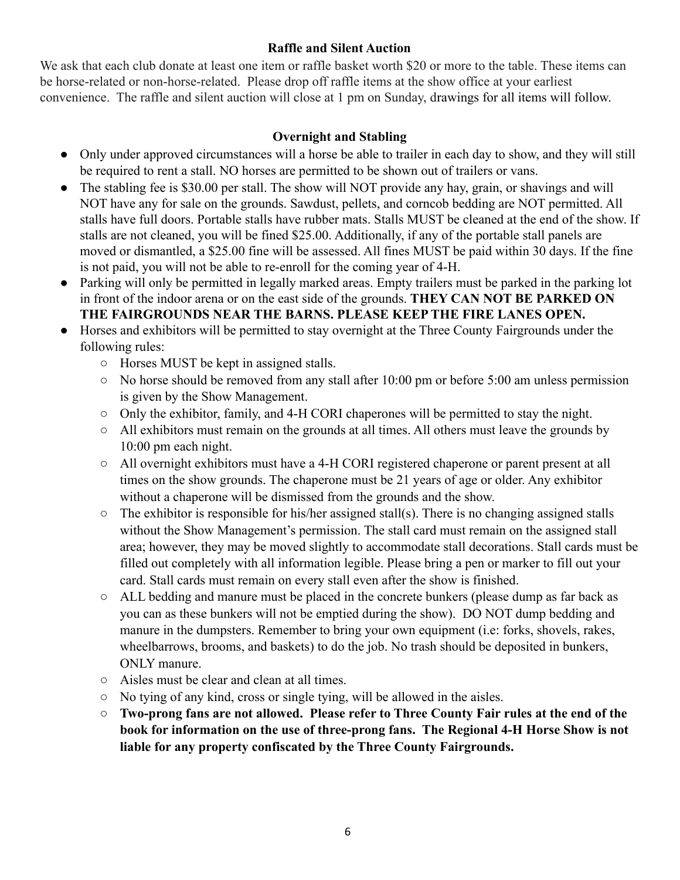## Raffle and Silent Auction

We ask that each club donate at least one item or raffle basket worth $20 or more to the table. These items can be horse-related or non-horse-related. Please drop off raffle items at the show office at your earliest convenience. The raffle and silent auction will close at 1 pm on Sunday, drawings for all items will follow.

## Overnight and Stabling

- Only under approved circumstances will a horse be able to trailer in each day to show, and they will still be required to rent a stall. NO horses are permitted to be shown out of trailers or vans.
- The stabling fee is $30.00 per stall. The show will NOT provide any hay, grain, or shavings and will NOT have any for sale on the grounds. Sawdust, pellets, and corncob bedding are NOT permitted. All stalls have full doors. Portable stalls have rubber mats. Stalls MUST be cleaned at the end of the show. If stalls are not cleaned, you will be fined $25.00. Additionally, if any of the portable stall panels are moved or dismantled, a $25.00 fine will be assessed. All fines MUST be paid within 30 days. If the fine is not paid, you will not be able to re-enroll for the coming year of 4-H.
- Parking will only be permitted in legally marked areas. Empty trailers must be parked in the parking lot in front of the indoor arena or on the east side of the grounds. **THEY CAN NOT BE PARKED ON THE FAIRGROUNDS NEAR THE BARNS. PLEASE KEEP THE FIRE LANES OPEN.**
- Horses and exhibitors will be permitted to stay overnight at the Three County Fairgrounds under the following rules:
  - Horses MUST be kept in assigned stalls.
  - No horse should be removed from any stall after 10:00 pm or before 5:00 am unless permission is given by the Show Management.
  - Only the exhibitor, family, and 4-H CORI chaperones will be permitted to stay the night.
  - All exhibitors must remain on the grounds at all times. All others must leave the grounds by 10:00 pm each night.
  - All overnight exhibitors must have a 4-H CORI registered chaperone or parent present at all times on the show grounds. The chaperone must be 21 years of age or older. Any exhibitor without a chaperone will be dismissed from the grounds and the show.
  - The exhibitor is responsible for his/her assigned stall(s). There is no changing assigned stalls without the Show Management's permission. The stall card must remain on the assigned stall area; however, they may be moved slightly to accommodate stall decorations. Stall cards must be filled out completely with all information legible. Please bring a pen or marker to fill out your card. Stall cards must remain on every stall even after the show is finished.
  - ALL bedding and manure must be placed in the concrete bunkers (please dump as far back as you can as these bunkers will not be emptied during the show). DO NOT dump bedding and manure in the dumpsters. Remember to bring your own equipment (i.e: forks, shovels, rakes, wheelbarrows, brooms, and baskets) to do the job. No trash should be deposited in bunkers, ONLY manure.
  - Aisles must be clear and clean at all times.
  - No tying of any kind, cross or single tying, will be allowed in the aisles.
  - **Two-prong fans are not allowed. Please refer to Three County Fair rules at the end of the book for information on the use of three-prong fans. The Regional 4-H Horse Show is not liable for any property confiscated by the Three County Fairgrounds.**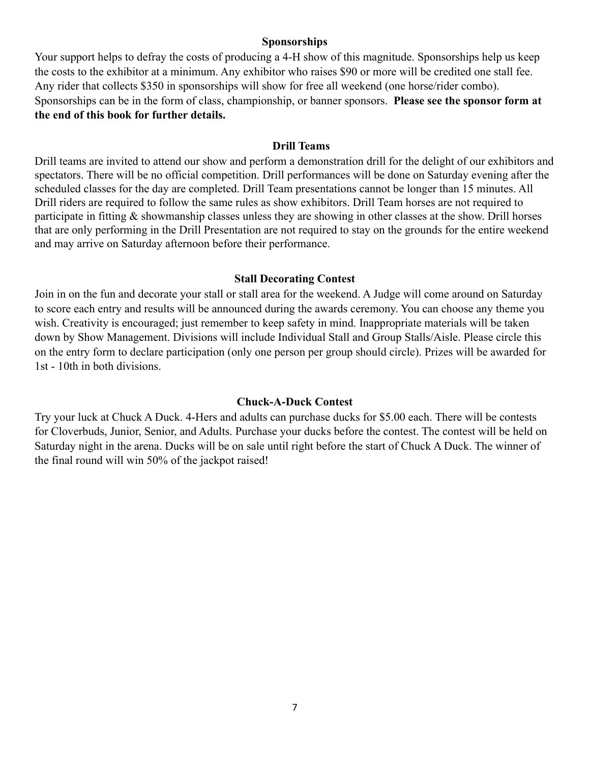## Sponsorships

Your support helps to defray the costs of producing a 4-H show of this magnitude. Sponsorships help us keep the costs to the exhibitor at a minimum. Any exhibitor who raises $90 or more will be credited one stall fee. Any rider that collects $350 in sponsorships will show for free all weekend (one horse/rider combo). Sponsorships can be in the form of class, championship, or banner sponsors. **Please see the sponsor form at the end of this book for further details.**

## Drill Teams

Drill teams are invited to attend our show and perform a demonstration drill for the delight of our exhibitors and spectators. There will be no official competition. Drill performances will be done on Saturday evening after the scheduled classes for the day are completed. Drill Team presentations cannot be longer than 15 minutes. All Drill riders are required to follow the same rules as show exhibitors. Drill Team horses are not required to participate in fitting & showmanship classes unless they are showing in other classes at the show. Drill horses that are only performing in the Drill Presentation are not required to stay on the grounds for the entire weekend and may arrive on Saturday afternoon before their performance.

## Stall Decorating Contest

Join in on the fun and decorate your stall or stall area for the weekend. A Judge will come around on Saturday to score each entry and results will be announced during the awards ceremony. You can choose any theme you wish. Creativity is encouraged; just remember to keep safety in mind. Inappropriate materials will be taken down by Show Management. Divisions will include Individual Stall and Group Stalls/Aisle. Please circle this on the entry form to declare participation (only one person per group should circle). Prizes will be awarded for 1st - 10th in both divisions.

## Chuck-A-Duck Contest

Try your luck at Chuck A Duck. 4-Hers and adults can purchase ducks for $5.00 each. There will be contests for Cloverbuds, Junior, Senior, and Adults. Purchase your ducks before the contest. The contest will be held on Saturday night in the arena. Ducks will be on sale until right before the start of Chuck A Duck. The winner of the final round will win 50% of the jackpot raised!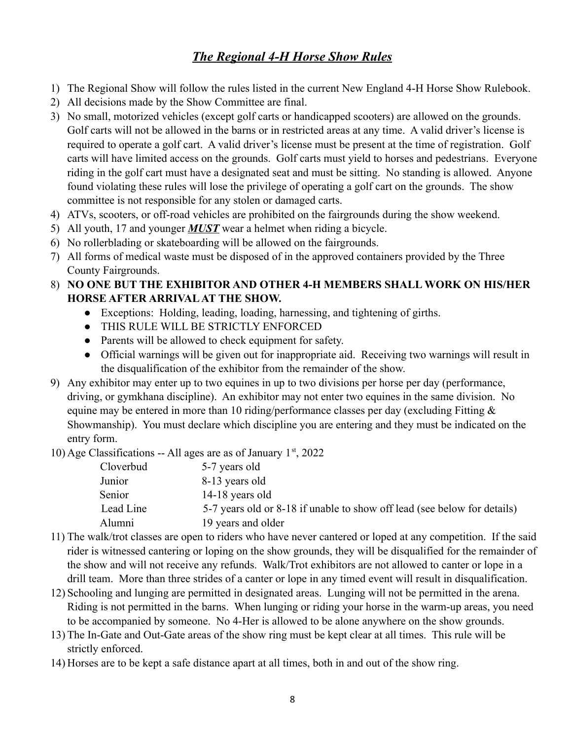# ***The Regional 4-H Horse Show Rules***

1) The Regional Show will follow the rules listed in the current New England 4-H Horse Show Rulebook.
2) All decisions made by the Show Committee are final.
3) No small, motorized vehicles (except golf carts or handicapped scooters) are allowed on the grounds. Golf carts will not be allowed in the barns or in restricted areas at any time. A valid driver's license is required to operate a golf cart. A valid driver's license must be present at the time of registration. Golf carts will have limited access on the grounds. Golf carts must yield to horses and pedestrians. Everyone riding in the golf cart must have a designated seat and must be sitting. No standing is allowed. Anyone found violating these rules will lose the privilege of operating a golf cart on the grounds. The show committee is not responsible for any stolen or damaged carts.
4) ATVs, scooters, or off-road vehicles are prohibited on the fairgrounds during the show weekend.
5) All youth, 17 and younger ***MUST*** wear a helmet when riding a bicycle.
6) No rollerblading or skateboarding will be allowed on the fairgrounds.
7) All forms of medical waste must be disposed of in the approved containers provided by the Three County Fairgrounds.
8) **NO ONE BUT THE EXHIBITOR AND OTHER 4-H MEMBERS SHALL WORK ON HIS/HER HORSE AFTER ARRIVAL AT THE SHOW.**
   - Exceptions: Holding, leading, loading, harnessing, and tightening of girths.
   - THIS RULE WILL BE STRICTLY ENFORCED
   - Parents will be allowed to check equipment for safety.
   - Official warnings will be given out for inappropriate aid. Receiving two warnings will result in the disqualification of the exhibitor from the remainder of the show.
9) Any exhibitor may enter up to two equines in up to two divisions per horse per day (performance, driving, or gymkhana discipline). An exhibitor may not enter two equines in the same division. No equine may be entered in more than 10 riding/performance classes per day (excluding Fitting & Showmanship). You must declare which discipline you are entering and they must be indicated on the entry form.
10) Age Classifications -- All ages are as of January 1st, 2022

| | |
|---|---|
| Cloverbud | 5-7 years old |
| Junior | 8-13 years old |
| Senior | 14-18 years old |
| Lead Line | 5-7 years old or 8-18 if unable to show off lead (see below for details) |
| Alumni | 19 years and older |

11) The walk/trot classes are open to riders who have never cantered or loped at any competition. If the said rider is witnessed cantering or loping on the show grounds, they will be disqualified for the remainder of the show and will not receive any refunds. Walk/Trot exhibitors are not allowed to canter or lope in a drill team. More than three strides of a canter or lope in any timed event will result in disqualification.
12) Schooling and lunging are permitted in designated areas. Lunging will not be permitted in the arena. Riding is not permitted in the barns. When lunging or riding your horse in the warm-up areas, you need to be accompanied by someone. No 4-Her is allowed to be alone anywhere on the show grounds.
13) The In-Gate and Out-Gate areas of the show ring must be kept clear at all times. This rule will be strictly enforced.
14) Horses are to be kept a safe distance apart at all times, both in and out of the show ring.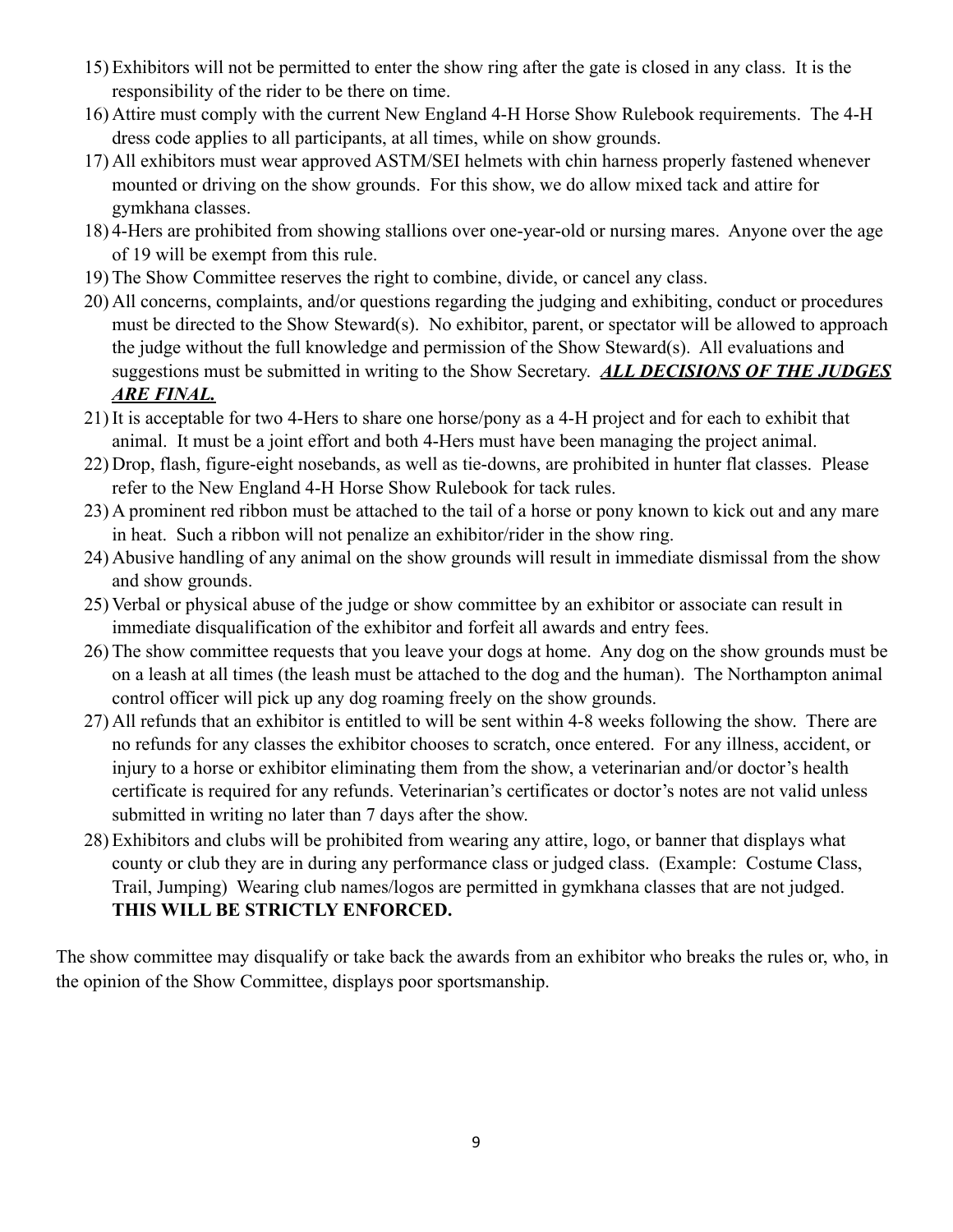15) Exhibitors will not be permitted to enter the show ring after the gate is closed in any class. It is the responsibility of the rider to be there on time.
16) Attire must comply with the current New England 4-H Horse Show Rulebook requirements. The 4-H dress code applies to all participants, at all times, while on show grounds.
17) All exhibitors must wear approved ASTM/SEI helmets with chin harness properly fastened whenever mounted or driving on the show grounds. For this show, we do allow mixed tack and attire for gymkhana classes.
18) 4-Hers are prohibited from showing stallions over one-year-old or nursing mares. Anyone over the age of 19 will be exempt from this rule.
19) The Show Committee reserves the right to combine, divide, or cancel any class.
20) All concerns, complaints, and/or questions regarding the judging and exhibiting, conduct or procedures must be directed to the Show Steward(s). No exhibitor, parent, or spectator will be allowed to approach the judge without the full knowledge and permission of the Show Steward(s). All evaluations and suggestions must be submitted in writing to the Show Secretary. ***ALL DECISIONS OF THE JUDGES ARE FINAL.***
21) It is acceptable for two 4-Hers to share one horse/pony as a 4-H project and for each to exhibit that animal. It must be a joint effort and both 4-Hers must have been managing the project animal.
22) Drop, flash, figure-eight nosebands, as well as tie-downs, are prohibited in hunter flat classes. Please refer to the New England 4-H Horse Show Rulebook for tack rules.
23) A prominent red ribbon must be attached to the tail of a horse or pony known to kick out and any mare in heat. Such a ribbon will not penalize an exhibitor/rider in the show ring.
24) Abusive handling of any animal on the show grounds will result in immediate dismissal from the show and show grounds.
25) Verbal or physical abuse of the judge or show committee by an exhibitor or associate can result in immediate disqualification of the exhibitor and forfeit all awards and entry fees.
26) The show committee requests that you leave your dogs at home. Any dog on the show grounds must be on a leash at all times (the leash must be attached to the dog and the human). The Northampton animal control officer will pick up any dog roaming freely on the show grounds.
27) All refunds that an exhibitor is entitled to will be sent within 4-8 weeks following the show. There are no refunds for any classes the exhibitor chooses to scratch, once entered. For any illness, accident, or injury to a horse or exhibitor eliminating them from the show, a veterinarian and/or doctor's health certificate is required for any refunds. Veterinarian's certificates or doctor's notes are not valid unless submitted in writing no later than 7 days after the show.
28) Exhibitors and clubs will be prohibited from wearing any attire, logo, or banner that displays what county or club they are in during any performance class or judged class. (Example: Costume Class, Trail, Jumping) Wearing club names/logos are permitted in gymkhana classes that are not judged. **THIS WILL BE STRICTLY ENFORCED.**

The show committee may disqualify or take back the awards from an exhibitor who breaks the rules or, who, in the opinion of the Show Committee, displays poor sportsmanship.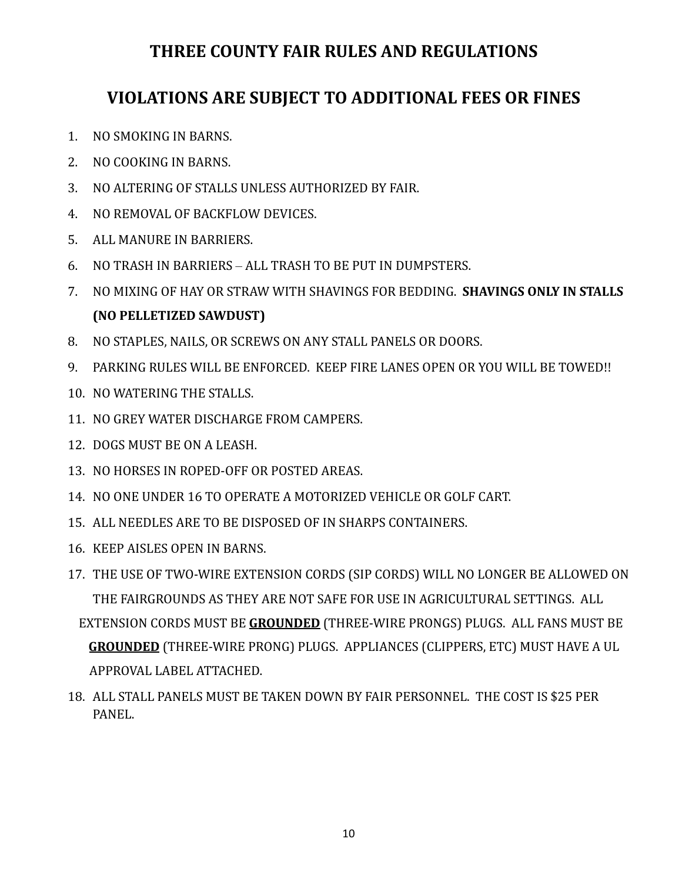# THREE COUNTY FAIR RULES AND REGULATIONS

## VIOLATIONS ARE SUBJECT TO ADDITIONAL FEES OR FINES

1. NO SMOKING IN BARNS.
2. NO COOKING IN BARNS.
3. NO ALTERING OF STALLS UNLESS AUTHORIZED BY FAIR.
4. NO REMOVAL OF BACKFLOW DEVICES.
5. ALL MANURE IN BARRIERS.
6. NO TRASH IN BARRIERS – ALL TRASH TO BE PUT IN DUMPSTERS.
7. NO MIXING OF HAY OR STRAW WITH SHAVINGS FOR BEDDING. **SHAVINGS ONLY IN STALLS (NO PELLETIZED SAWDUST)**
8. NO STAPLES, NAILS, OR SCREWS ON ANY STALL PANELS OR DOORS.
9. PARKING RULES WILL BE ENFORCED. KEEP FIRE LANES OPEN OR YOU WILL BE TOWED!!
10. NO WATERING THE STALLS.
11. NO GREY WATER DISCHARGE FROM CAMPERS.
12. DOGS MUST BE ON A LEASH.
13. NO HORSES IN ROPED-OFF OR POSTED AREAS.
14. NO ONE UNDER 16 TO OPERATE A MOTORIZED VEHICLE OR GOLF CART.
15. ALL NEEDLES ARE TO BE DISPOSED OF IN SHARPS CONTAINERS.
16. KEEP AISLES OPEN IN BARNS.
17. THE USE OF TWO-WIRE EXTENSION CORDS (SIP CORDS) WILL NO LONGER BE ALLOWED ON THE FAIRGROUNDS AS THEY ARE NOT SAFE FOR USE IN AGRICULTURAL SETTINGS. ALL EXTENSION CORDS MUST BE **<u>GROUNDED</u>** (THREE-WIRE PRONGS) PLUGS. ALL FANS MUST BE **<u>GROUNDED</u>** (THREE-WIRE PRONG) PLUGS. APPLIANCES (CLIPPERS, ETC) MUST HAVE A UL APPROVAL LABEL ATTACHED.
18. ALL STALL PANELS MUST BE TAKEN DOWN BY FAIR PERSONNEL. THE COST IS $25 PER PANEL.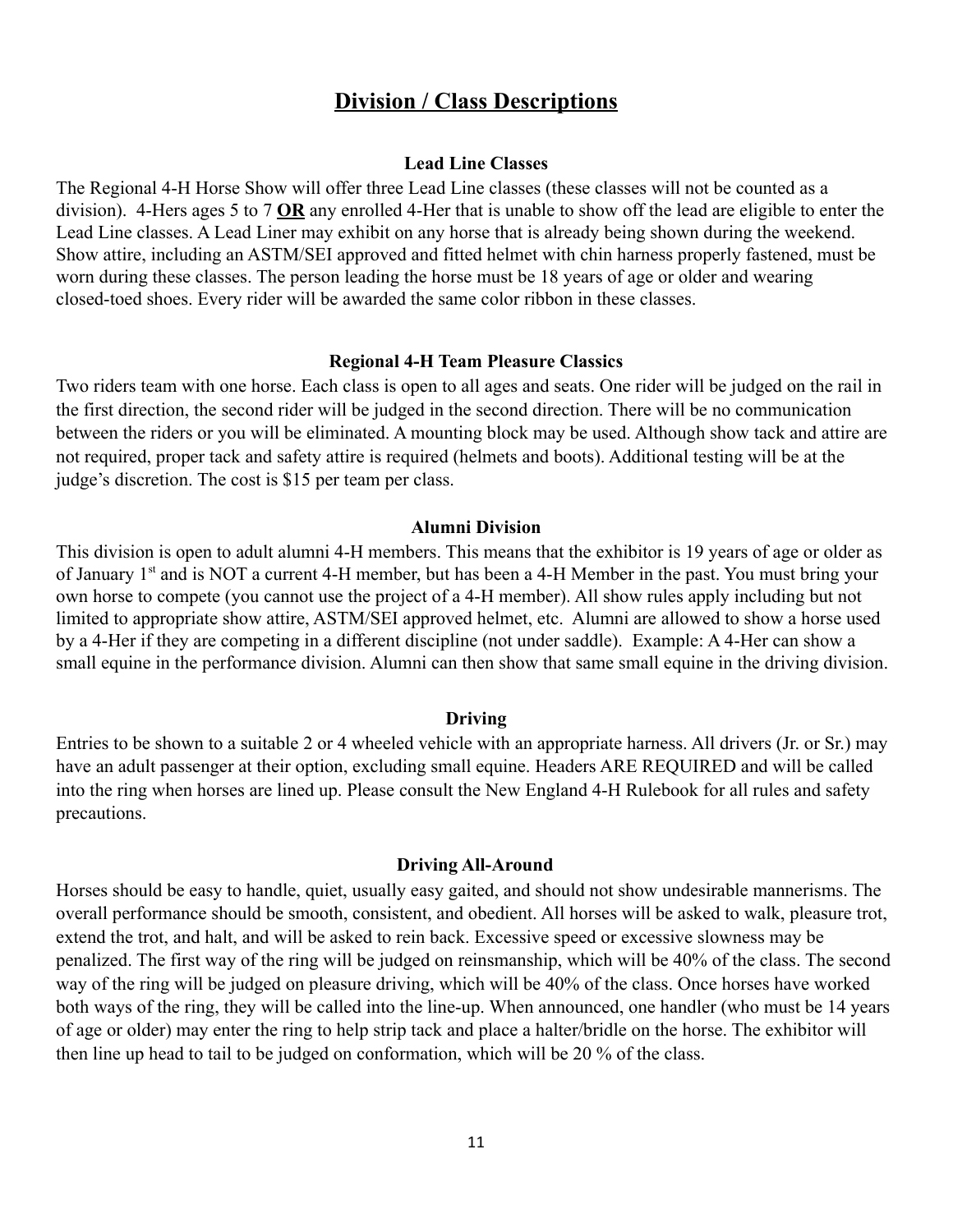# Division / Class Descriptions

### Lead Line Classes

The Regional 4-H Horse Show will offer three Lead Line classes (these classes will not be counted as a division). 4-Hers ages 5 to 7 **OR** any enrolled 4-Her that is unable to show off the lead are eligible to enter the Lead Line classes. A Lead Liner may exhibit on any horse that is already being shown during the weekend. Show attire, including an ASTM/SEI approved and fitted helmet with chin harness properly fastened, must be worn during these classes. The person leading the horse must be 18 years of age or older and wearing closed-toed shoes. Every rider will be awarded the same color ribbon in these classes.

### Regional 4-H Team Pleasure Classics

Two riders team with one horse. Each class is open to all ages and seats. One rider will be judged on the rail in the first direction, the second rider will be judged in the second direction. There will be no communication between the riders or you will be eliminated. A mounting block may be used. Although show tack and attire are not required, proper tack and safety attire is required (helmets and boots). Additional testing will be at the judge's discretion. The cost is $15 per team per class.

### Alumni Division

This division is open to adult alumni 4-H members. This means that the exhibitor is 19 years of age or older as of January 1st and is NOT a current 4-H member, but has been a 4-H Member in the past. You must bring your own horse to compete (you cannot use the project of a 4-H member). All show rules apply including but not limited to appropriate show attire, ASTM/SEI approved helmet, etc. Alumni are allowed to show a horse used by a 4-Her if they are competing in a different discipline (not under saddle). Example: A 4-Her can show a small equine in the performance division. Alumni can then show that same small equine in the driving division.

### Driving

Entries to be shown to a suitable 2 or 4 wheeled vehicle with an appropriate harness. All drivers (Jr. or Sr.) may have an adult passenger at their option, excluding small equine. Headers ARE REQUIRED and will be called into the ring when horses are lined up. Please consult the New England 4-H Rulebook for all rules and safety precautions.

### Driving All-Around

Horses should be easy to handle, quiet, usually easy gaited, and should not show undesirable mannerisms. The overall performance should be smooth, consistent, and obedient. All horses will be asked to walk, pleasure trot, extend the trot, and halt, and will be asked to rein back. Excessive speed or excessive slowness may be penalized. The first way of the ring will be judged on reinsmanship, which will be 40% of the class. The second way of the ring will be judged on pleasure driving, which will be 40% of the class. Once horses have worked both ways of the ring, they will be called into the line-up. When announced, one handler (who must be 14 years of age or older) may enter the ring to help strip tack and place a halter/bridle on the horse. The exhibitor will then line up head to tail to be judged on conformation, which will be 20 % of the class.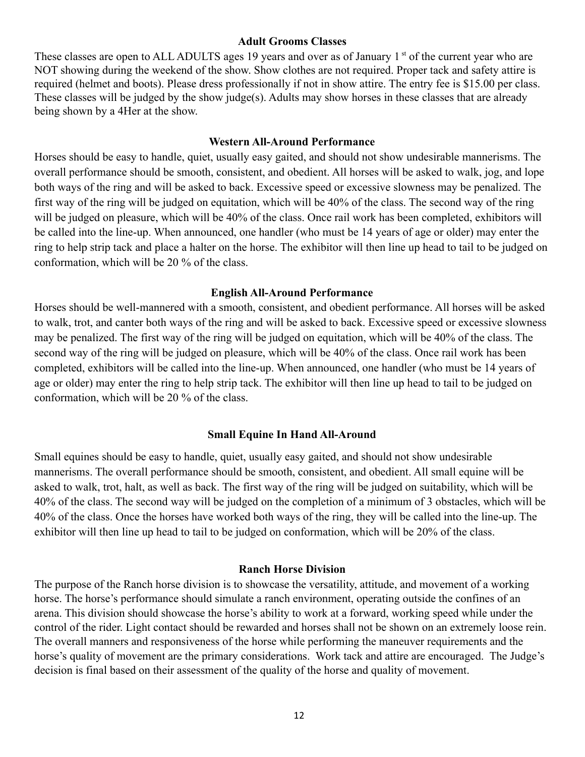### Adult Grooms Classes

These classes are open to ALL ADULTS ages 19 years and over as of January 1st of the current year who are NOT showing during the weekend of the show. Show clothes are not required. Proper tack and safety attire is required (helmet and boots). Please dress professionally if not in show attire. The entry fee is $15.00 per class. These classes will be judged by the show judge(s). Adults may show horses in these classes that are already being shown by a 4Her at the show.

### Western All-Around Performance

Horses should be easy to handle, quiet, usually easy gaited, and should not show undesirable mannerisms. The overall performance should be smooth, consistent, and obedient. All horses will be asked to walk, jog, and lope both ways of the ring and will be asked to back. Excessive speed or excessive slowness may be penalized. The first way of the ring will be judged on equitation, which will be 40% of the class. The second way of the ring will be judged on pleasure, which will be 40% of the class. Once rail work has been completed, exhibitors will be called into the line-up. When announced, one handler (who must be 14 years of age or older) may enter the ring to help strip tack and place a halter on the horse. The exhibitor will then line up head to tail to be judged on conformation, which will be 20 % of the class.

### English All-Around Performance

Horses should be well-mannered with a smooth, consistent, and obedient performance. All horses will be asked to walk, trot, and canter both ways of the ring and will be asked to back. Excessive speed or excessive slowness may be penalized. The first way of the ring will be judged on equitation, which will be 40% of the class. The second way of the ring will be judged on pleasure, which will be 40% of the class. Once rail work has been completed, exhibitors will be called into the line-up. When announced, one handler (who must be 14 years of age or older) may enter the ring to help strip tack. The exhibitor will then line up head to tail to be judged on conformation, which will be 20 % of the class.

### Small Equine In Hand All-Around

Small equines should be easy to handle, quiet, usually easy gaited, and should not show undesirable mannerisms. The overall performance should be smooth, consistent, and obedient. All small equine will be asked to walk, trot, halt, as well as back. The first way of the ring will be judged on suitability, which will be 40% of the class. The second way will be judged on the completion of a minimum of 3 obstacles, which will be 40% of the class. Once the horses have worked both ways of the ring, they will be called into the line-up. The exhibitor will then line up head to tail to be judged on conformation, which will be 20% of the class.

### Ranch Horse Division

The purpose of the Ranch horse division is to showcase the versatility, attitude, and movement of a working horse. The horse's performance should simulate a ranch environment, operating outside the confines of an arena. This division should showcase the horse's ability to work at a forward, working speed while under the control of the rider. Light contact should be rewarded and horses shall not be shown on an extremely loose rein. The overall manners and responsiveness of the horse while performing the maneuver requirements and the horse's quality of movement are the primary considerations. Work tack and attire are encouraged. The Judge's decision is final based on their assessment of the quality of the horse and quality of movement.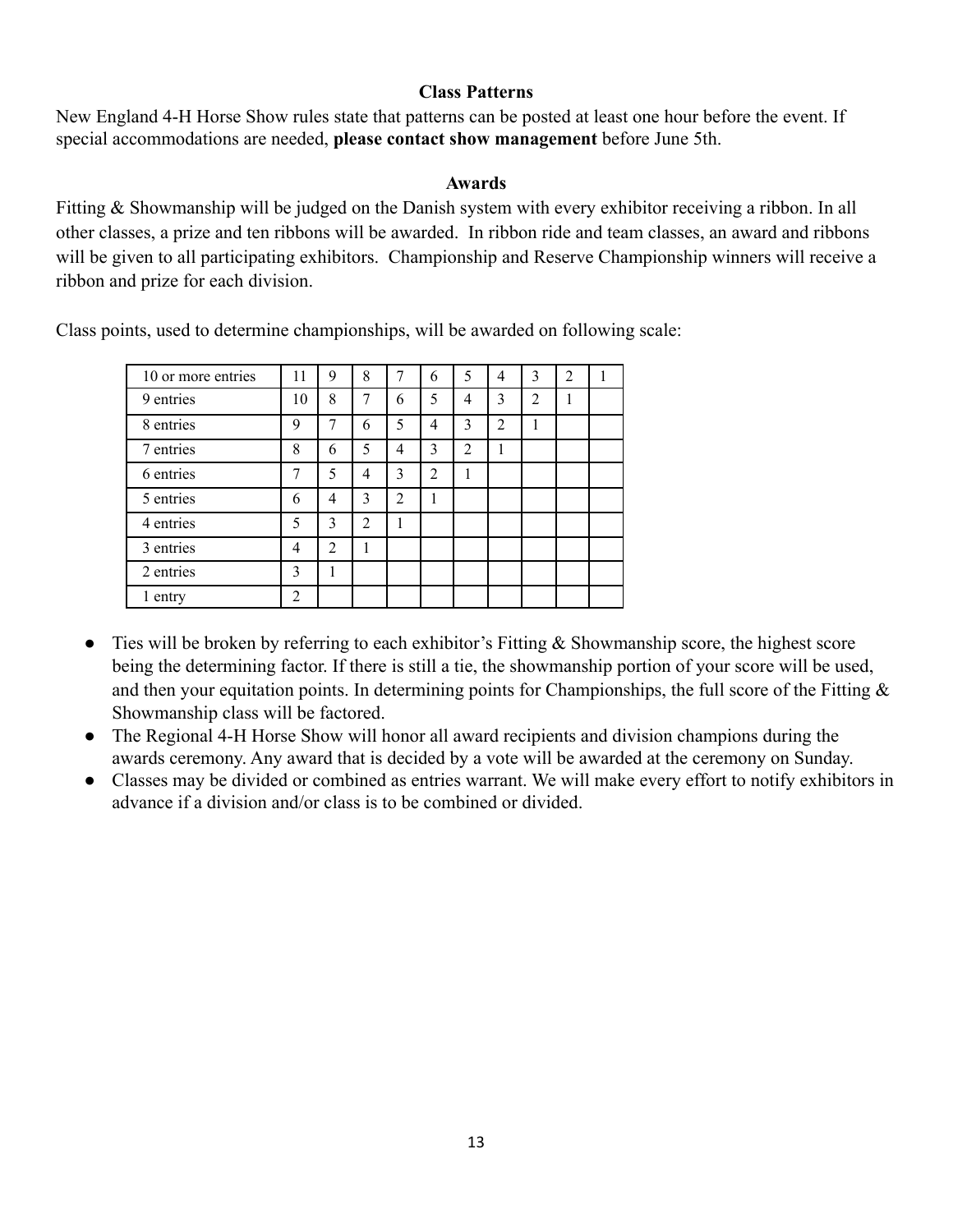## Class Patterns

New England 4-H Horse Show rules state that patterns can be posted at least one hour before the event. If special accommodations are needed, **please contact show management** before June 5th.

## Awards

Fitting & Showmanship will be judged on the Danish system with every exhibitor receiving a ribbon. In all other classes, a prize and ten ribbons will be awarded. In ribbon ride and team classes, an award and ribbons will be given to all participating exhibitors. Championship and Reserve Championship winners will receive a ribbon and prize for each division.

Class points, used to determine championships, will be awarded on following scale:

| | | | | | | | | | | |
|---|---|---|---|---|---|---|---|---|---|---|
| 10 or more entries | 11 | 9 | 8 | 7 | 6 | 5 | 4 | 3 | 2 | 1 |
| 9 entries | 10 | 8 | 7 | 6 | 5 | 4 | 3 | 2 | 1 | |
| 8 entries | 9 | 7 | 6 | 5 | 4 | 3 | 2 | 1 | | |
| 7 entries | 8 | 6 | 5 | 4 | 3 | 2 | 1 | | | |
| 6 entries | 7 | 5 | 4 | 3 | 2 | 1 | | | | |
| 5 entries | 6 | 4 | 3 | 2 | 1 | | | | | |
| 4 entries | 5 | 3 | 2 | 1 | | | | | | |
| 3 entries | 4 | 2 | 1 | | | | | | | |
| 2 entries | 3 | 1 | | | | | | | | |
| 1 entry | 2 | | | | | | | | | |

- Ties will be broken by referring to each exhibitor's Fitting & Showmanship score, the highest score being the determining factor. If there is still a tie, the showmanship portion of your score will be used, and then your equitation points. In determining points for Championships, the full score of the Fitting & Showmanship class will be factored.
- The Regional 4-H Horse Show will honor all award recipients and division champions during the awards ceremony. Any award that is decided by a vote will be awarded at the ceremony on Sunday.
- Classes may be divided or combined as entries warrant. We will make every effort to notify exhibitors in advance if a division and/or class is to be combined or divided.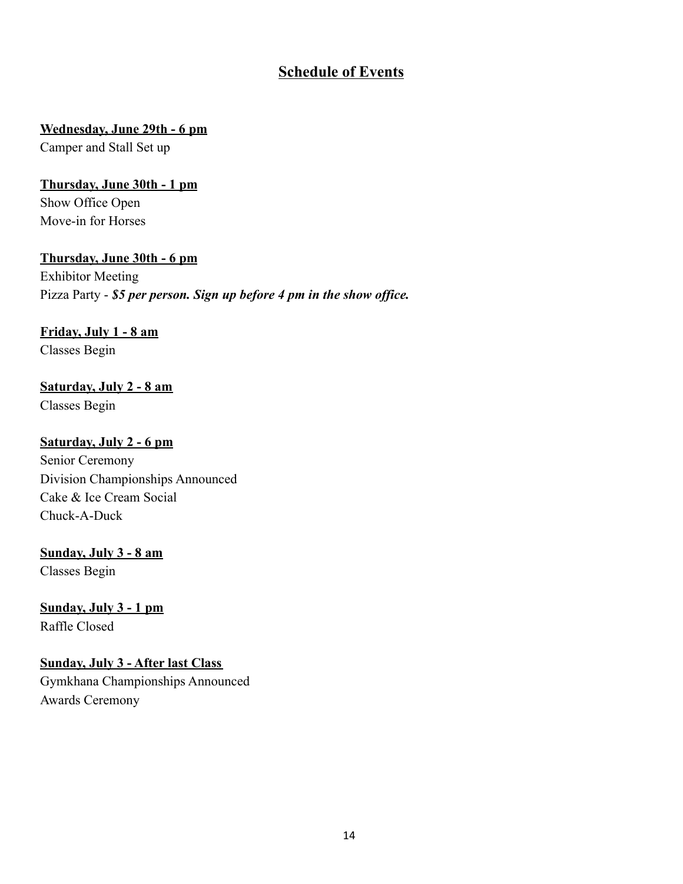## Schedule of Events

**Wednesday, June 29th - 6 pm**
Camper and Stall Set up

**Thursday, June 30th - 1 pm**
Show Office Open
Move-in for Horses

**Thursday, June 30th - 6 pm**
Exhibitor Meeting
Pizza Party - ***$5 per person. Sign up before 4 pm in the show office.***

**Friday, July 1 - 8 am**
Classes Begin

**Saturday, July 2 - 8 am**
Classes Begin

**Saturday, July 2 - 6 pm**
Senior Ceremony
Division Championships Announced
Cake & Ice Cream Social
Chuck-A-Duck

**Sunday, July 3 - 8 am**
Classes Begin

**Sunday, July 3 - 1 pm**
Raffle Closed

**Sunday, July 3 - After last Class**
Gymkhana Championships Announced
Awards Ceremony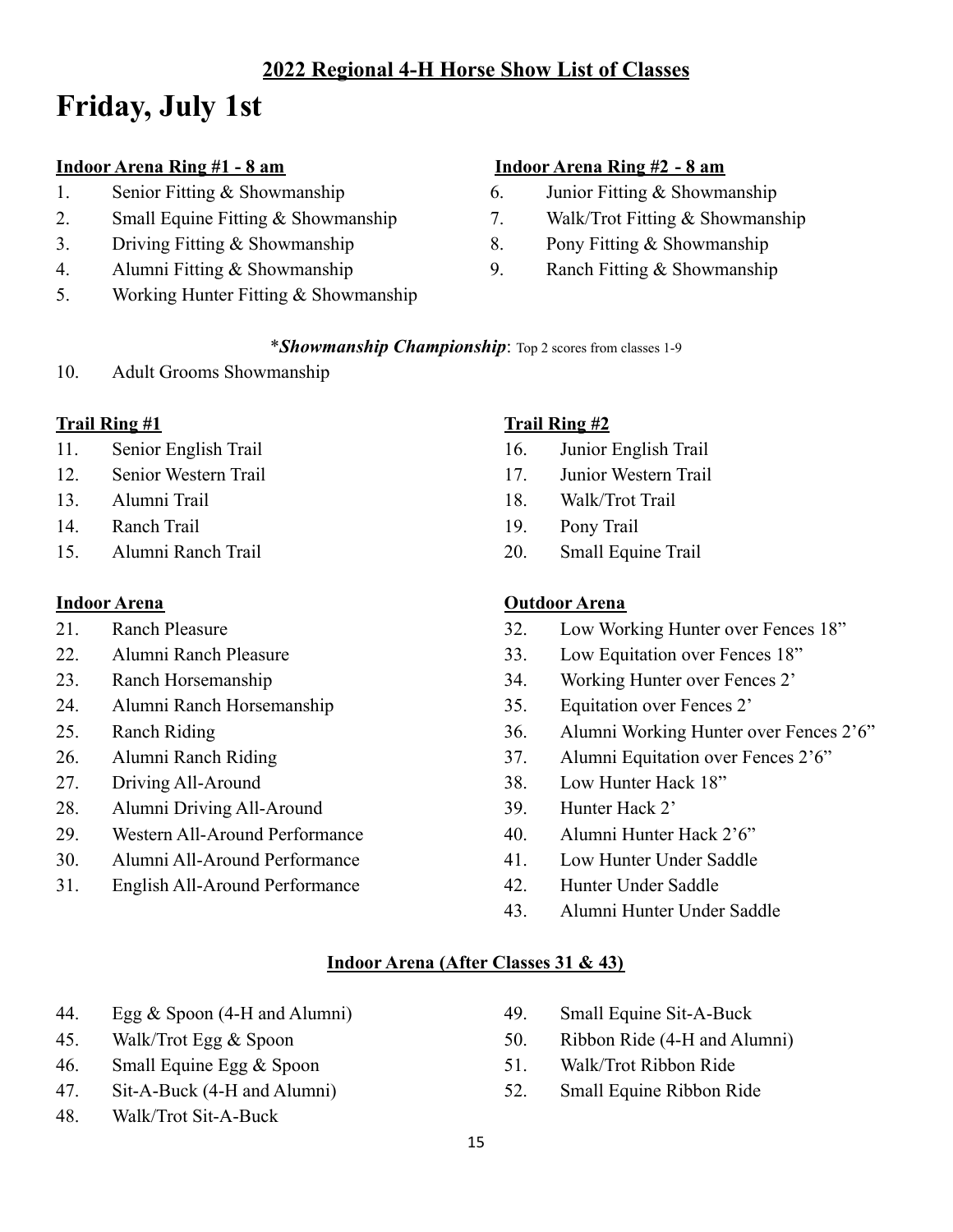**2022 Regional 4-H Horse Show List of Classes**

# Friday, July 1st

**Indoor Arena Ring #1 - 8 am**

1. Senior Fitting & Showmanship
2. Small Equine Fitting & Showmanship
3. Driving Fitting & Showmanship
4. Alumni Fitting & Showmanship
5. Working Hunter Fitting & Showmanship

**Indoor Arena Ring #2 - 8 am**

6. Junior Fitting & Showmanship
7. Walk/Trot Fitting & Showmanship
8. Pony Fitting & Showmanship
9. Ranch Fitting & Showmanship

\****Showmanship Championship***: Top 2 scores from classes 1-9

10. Adult Grooms Showmanship

**Trail Ring #1**

11. Senior English Trail
12. Senior Western Trail
13. Alumni Trail
14. Ranch Trail
15. Alumni Ranch Trail

**Trail Ring #2**

16. Junior English Trail
17. Junior Western Trail
18. Walk/Trot Trail
19. Pony Trail
20. Small Equine Trail

**Indoor Arena**

21. Ranch Pleasure
22. Alumni Ranch Pleasure
23. Ranch Horsemanship
24. Alumni Ranch Horsemanship
25. Ranch Riding
26. Alumni Ranch Riding
27. Driving All-Around
28. Alumni Driving All-Around
29. Western All-Around Performance
30. Alumni All-Around Performance
31. English All-Around Performance

**Outdoor Arena**

32. Low Working Hunter over Fences 18”
33. Low Equitation over Fences 18”
34. Working Hunter over Fences 2’
35. Equitation over Fences 2’
36. Alumni Working Hunter over Fences 2’6”
37. Alumni Equitation over Fences 2’6”
38. Low Hunter Hack 18”
39. Hunter Hack 2’
40. Alumni Hunter Hack 2’6”
41. Low Hunter Under Saddle
42. Hunter Under Saddle
43. Alumni Hunter Under Saddle

**Indoor Arena (After Classes 31 & 43)**

44. Egg & Spoon (4-H and Alumni)
45. Walk/Trot Egg & Spoon
46. Small Equine Egg & Spoon
47. Sit-A-Buck (4-H and Alumni)
48. Walk/Trot Sit-A-Buck
49. Small Equine Sit-A-Buck
50. Ribbon Ride (4-H and Alumni)
51. Walk/Trot Ribbon Ride
52. Small Equine Ribbon Ride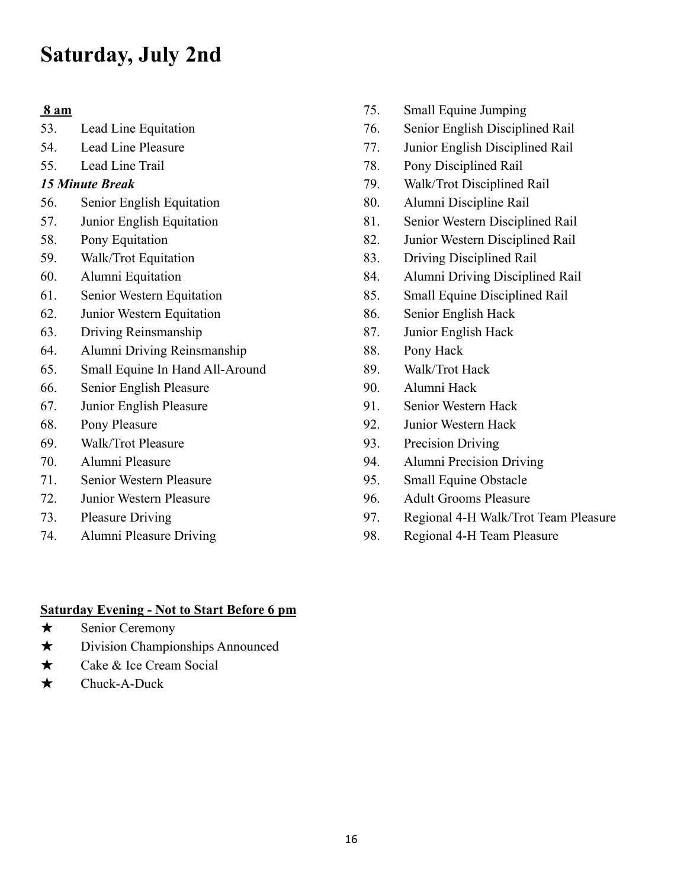# Saturday, July 2nd

**8 am**

53. Lead Line Equitation
54. Lead Line Pleasure
55. Lead Line Trail

***15 Minute Break***

56. Senior English Equitation
57. Junior English Equitation
58. Pony Equitation
59. Walk/Trot Equitation
60. Alumni Equitation
61. Senior Western Equitation
62. Junior Western Equitation
63. Driving Reinsmanship
64. Alumni Driving Reinsmanship
65. Small Equine In Hand All-Around
66. Senior English Pleasure
67. Junior English Pleasure
68. Pony Pleasure
69. Walk/Trot Pleasure
70. Alumni Pleasure
71. Senior Western Pleasure
72. Junior Western Pleasure
73. Pleasure Driving
74. Alumni Pleasure Driving
75. Small Equine Jumping
76. Senior English Disciplined Rail
77. Junior English Disciplined Rail
78. Pony Disciplined Rail
79. Walk/Trot Disciplined Rail
80. Alumni Discipline Rail
81. Senior Western Disciplined Rail
82. Junior Western Disciplined Rail
83. Driving Disciplined Rail
84. Alumni Driving Disciplined Rail
85. Small Equine Disciplined Rail
86. Senior English Hack
87. Junior English Hack
88. Pony Hack
89. Walk/Trot Hack
90. Alumni Hack
91. Senior Western Hack
92. Junior Western Hack
93. Precision Driving
94. Alumni Precision Driving
95. Small Equine Obstacle
96. Adult Grooms Pleasure
97. Regional 4-H Walk/Trot Team Pleasure
98. Regional 4-H Team Pleasure

**Saturday Evening - Not to Start Before 6 pm**

- ★ Senior Ceremony
- ★ Division Championships Announced
- ★ Cake & Ice Cream Social
- ★ Chuck-A-Duck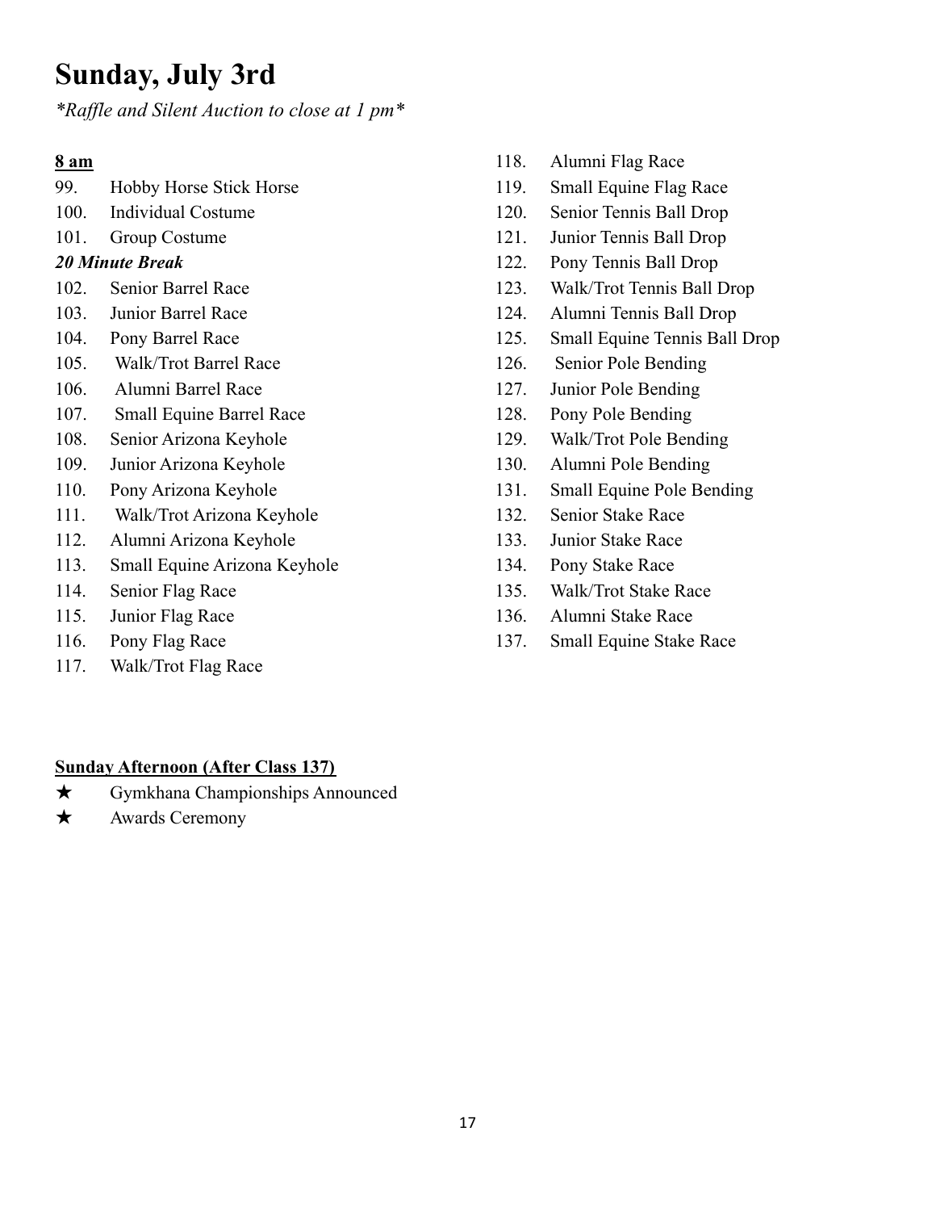# Sunday, July 3rd

*\*Raffle and Silent Auction to close at 1 pm\**

**8 am**

99. Hobby Horse Stick Horse
100. Individual Costume
101. Group Costume

***20 Minute Break***

102. Senior Barrel Race
103. Junior Barrel Race
104. Pony Barrel Race
105. Walk/Trot Barrel Race
106. Alumni Barrel Race
107. Small Equine Barrel Race
108. Senior Arizona Keyhole
109. Junior Arizona Keyhole
110. Pony Arizona Keyhole
111. Walk/Trot Arizona Keyhole
112. Alumni Arizona Keyhole
113. Small Equine Arizona Keyhole
114. Senior Flag Race
115. Junior Flag Race
116. Pony Flag Race
117. Walk/Trot Flag Race
118. Alumni Flag Race
119. Small Equine Flag Race
120. Senior Tennis Ball Drop
121. Junior Tennis Ball Drop
122. Pony Tennis Ball Drop
123. Walk/Trot Tennis Ball Drop
124. Alumni Tennis Ball Drop
125. Small Equine Tennis Ball Drop
126. Senior Pole Bending
127. Junior Pole Bending
128. Pony Pole Bending
129. Walk/Trot Pole Bending
130. Alumni Pole Bending
131. Small Equine Pole Bending
132. Senior Stake Race
133. Junior Stake Race
134. Pony Stake Race
135. Walk/Trot Stake Race
136. Alumni Stake Race
137. Small Equine Stake Race

**Sunday Afternoon (After Class 137)**

★ Gymkhana Championships Announced

★ Awards Ceremony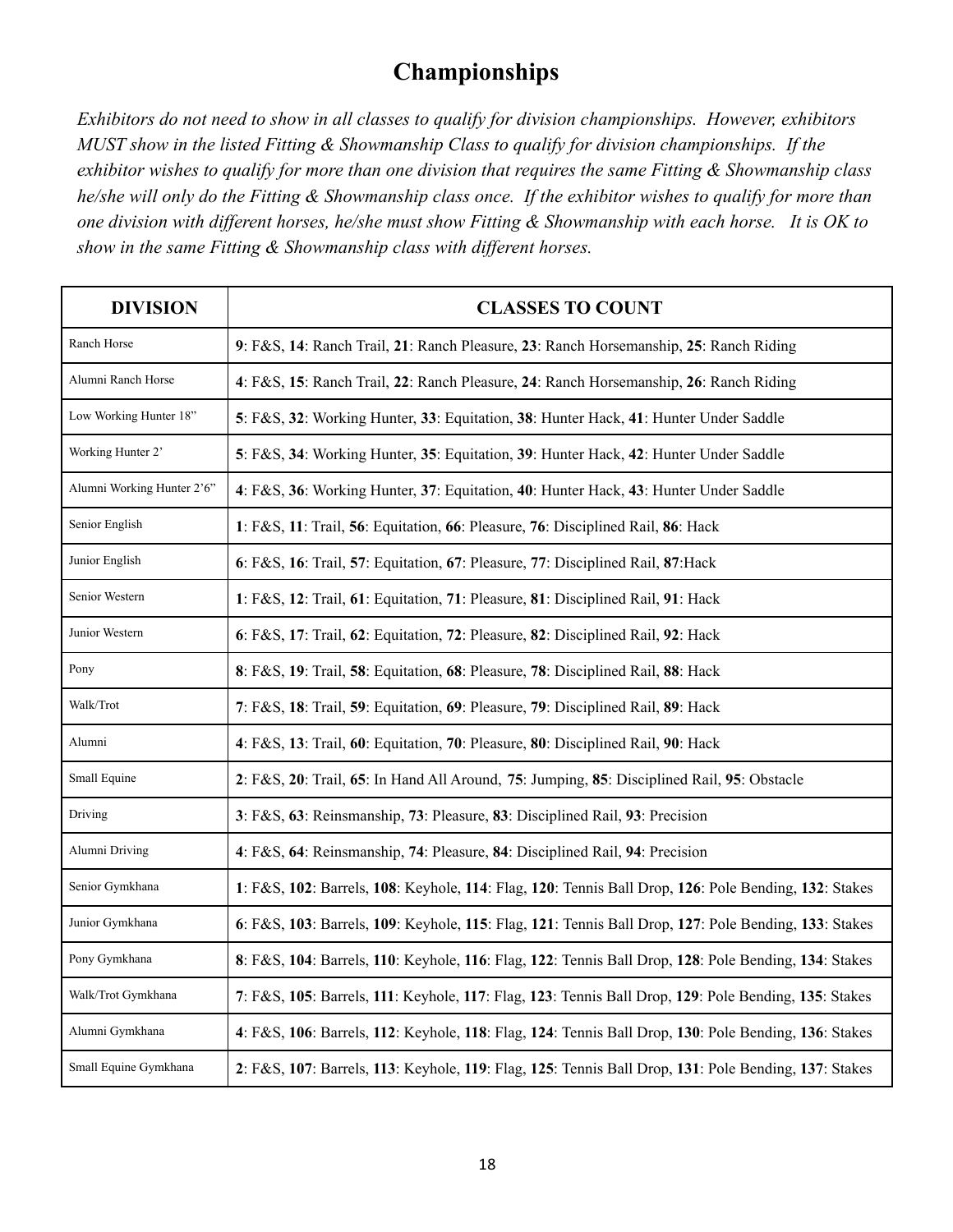# Championships

*Exhibitors do not need to show in all classes to qualify for division championships. However, exhibitors MUST show in the listed Fitting & Showmanship Class to qualify for division championships. If the exhibitor wishes to qualify for more than one division that requires the same Fitting & Showmanship class he/she will only do the Fitting & Showmanship class once. If the exhibitor wishes to qualify for more than one division with different horses, he/she must show Fitting & Showmanship with each horse. It is OK to show in the same Fitting & Showmanship class with different horses.*

| DIVISION | CLASSES TO COUNT |
|---|---|
| Ranch Horse | **9**: F&S, **14**: Ranch Trail, **21**: Ranch Pleasure, **23**: Ranch Horsemanship, **25**: Ranch Riding |
| Alumni Ranch Horse | **4**: F&S, **15**: Ranch Trail, **22**: Ranch Pleasure, **24**: Ranch Horsemanship, **26**: Ranch Riding |
| Low Working Hunter 18" | **5**: F&S, **32**: Working Hunter, **33**: Equitation, **38**: Hunter Hack, **41**: Hunter Under Saddle |
| Working Hunter 2' | **5**: F&S, **34**: Working Hunter, **35**: Equitation, **39**: Hunter Hack, **42**: Hunter Under Saddle |
| Alumni Working Hunter 2'6" | **4**: F&S, **36**: Working Hunter, **37**: Equitation, **40**: Hunter Hack, **43**: Hunter Under Saddle |
| Senior English | **1**: F&S, **11**: Trail, **56**: Equitation, **66**: Pleasure, **76**: Disciplined Rail, **86**: Hack |
| Junior English | **6**: F&S, **16**: Trail, **57**: Equitation, **67**: Pleasure, **77**: Disciplined Rail, **87**:Hack |
| Senior Western | **1**: F&S, **12**: Trail, **61**: Equitation, **71**: Pleasure, **81**: Disciplined Rail, **91**: Hack |
| Junior Western | **6**: F&S, **17**: Trail, **62**: Equitation, **72**: Pleasure, **82**: Disciplined Rail, **92**: Hack |
| Pony | **8**: F&S, **19**: Trail, **58**: Equitation, **68**: Pleasure, **78**: Disciplined Rail, **88**: Hack |
| Walk/Trot | **7**: F&S, **18**: Trail, **59**: Equitation, **69**: Pleasure, **79**: Disciplined Rail, **89**: Hack |
| Alumni | **4**: F&S, **13**: Trail, **60**: Equitation, **70**: Pleasure, **80**: Disciplined Rail, **90**: Hack |
| Small Equine | **2**: F&S, **20**: Trail, **65**: In Hand All Around, **75**: Jumping, **85**: Disciplined Rail, **95**: Obstacle |
| Driving | **3**: F&S, **63**: Reinsmanship, **73**: Pleasure, **83**: Disciplined Rail, **93**: Precision |
| Alumni Driving | **4**: F&S, **64**: Reinsmanship, **74**: Pleasure, **84**: Disciplined Rail, **94**: Precision |
| Senior Gymkhana | **1**: F&S, **102**: Barrels, **108**: Keyhole, **114**: Flag, **120**: Tennis Ball Drop, **126**: Pole Bending, **132**: Stakes |
| Junior Gymkhana | **6**: F&S, **103**: Barrels, **109**: Keyhole, **115**: Flag, **121**: Tennis Ball Drop, **127**: Pole Bending, **133**: Stakes |
| Pony Gymkhana | **8**: F&S, **104**: Barrels, **110**: Keyhole, **116**: Flag, **122**: Tennis Ball Drop, **128**: Pole Bending, **134**: Stakes |
| Walk/Trot Gymkhana | **7**: F&S, **105**: Barrels, **111**: Keyhole, **117**: Flag, **123**: Tennis Ball Drop, **129**: Pole Bending, **135**: Stakes |
| Alumni Gymkhana | **4**: F&S, **106**: Barrels, **112**: Keyhole, **118**: Flag, **124**: Tennis Ball Drop, **130**: Pole Bending, **136**: Stakes |
| Small Equine Gymkhana | **2**: F&S, **107**: Barrels, **113**: Keyhole, **119**: Flag, **125**: Tennis Ball Drop, **131**: Pole Bending, **137**: Stakes |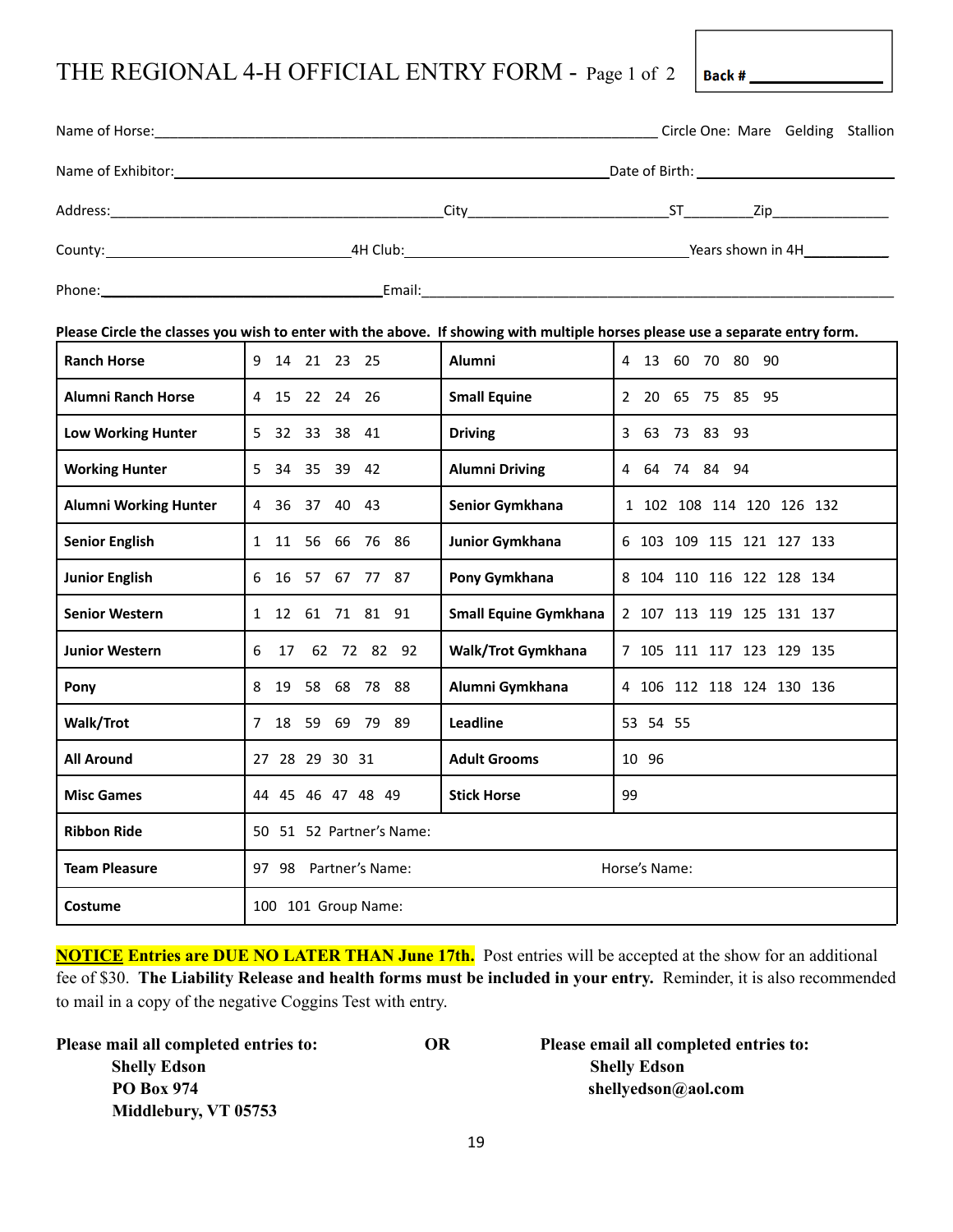# THE REGIONAL 4-H OFFICIAL ENTRY FORM - Page 1 of 2

**Back #** ________________

Name of Horse:____________________________________________ Circle One: Mare Gelding Stallion

Name of Exhibitor:____________________________________________ Date of Birth: ____________________

Address:________________________________ City____________________ ST________ Zip______________

County:________________________ 4H Club:____________________________ Years shown in 4H__________

Phone:____________________________ Email:____________________________________________________

**Please Circle the classes you wish to enter with the above. If showing with multiple horses please use a separate entry form.**

| | | | |
|---|---|---|---|
| **Ranch Horse** | 9 14 21 23 25 | **Alumni** | 4 13 60 70 80 90 |
| **Alumni Ranch Horse** | 4 15 22 24 26 | **Small Equine** | 2 20 65 75 85 95 |
| **Low Working Hunter** | 5 32 33 38 41 | **Driving** | 3 63 73 83 93 |
| **Working Hunter** | 5 34 35 39 42 | **Alumni Driving** | 4 64 74 84 94 |
| **Alumni Working Hunter** | 4 36 37 40 43 | **Senior Gymkhana** | 1 102 108 114 120 126 132 |
| **Senior English** | 1 11 56 66 76 86 | **Junior Gymkhana** | 6 103 109 115 121 127 133 |
| **Junior English** | 6 16 57 67 77 87 | **Pony Gymkhana** | 8 104 110 116 122 128 134 |
| **Senior Western** | 1 12 61 71 81 91 | **Small Equine Gymkhana** | 2 107 113 119 125 131 137 |
| **Junior Western** | 6 17 62 72 82 92 | **Walk/Trot Gymkhana** | 7 105 111 117 123 129 135 |
| **Pony** | 8 19 58 68 78 88 | **Alumni Gymkhana** | 4 106 112 118 124 130 136 |
| **Walk/Trot** | 7 18 59 69 79 89 | **Leadline** | 53 54 55 |
| **All Around** | 27 28 29 30 31 | **Adult Grooms** | 10 96 |
| **Misc Games** | 44 45 46 47 48 49 | **Stick Horse** | 99 |
| **Ribbon Ride** | 50 51 52 Partner's Name: | | |
| **Team Pleasure** | 97 98 Partner's Name: | Horse's Name: | |
| **Costume** | 100 101 Group Name: | | |

**NOTICE Entries are DUE NO LATER THAN June 17th.** Post entries will be accepted at the show for an additional fee of $30. **The Liability Release and health forms must be included in your entry.** Reminder, it is also recommended to mail in a copy of the negative Coggins Test with entry.

**Please mail all completed entries to:**
**Shelly Edson**
**PO Box 974**
**Middlebury, VT 05753**

**OR**

**Please email all completed entries to:**
**Shelly Edson**
**shellyedson@aol.com**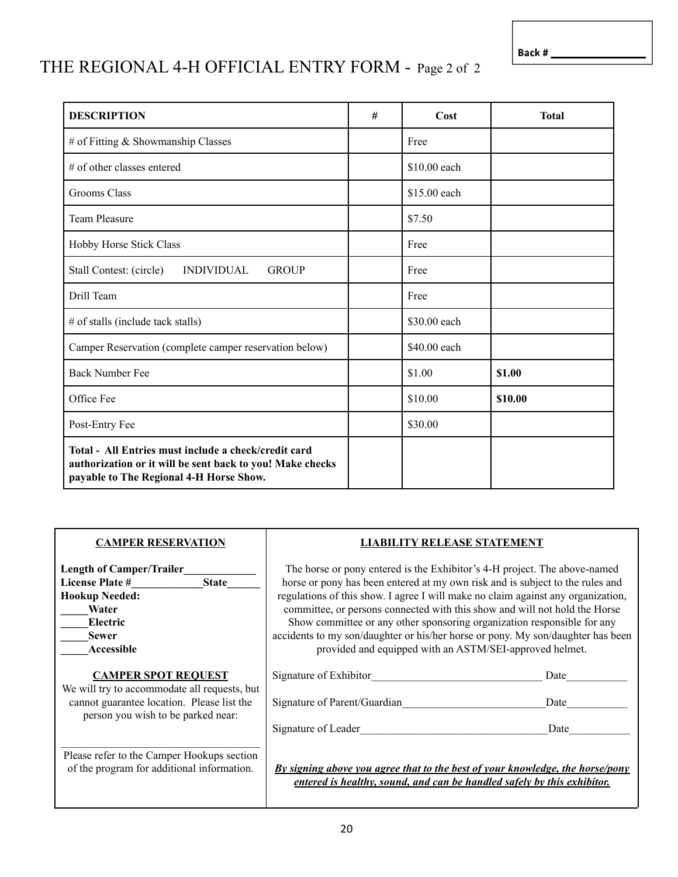Back # ______________

# THE REGIONAL 4-H OFFICIAL ENTRY FORM - Page 2 of 2

| DESCRIPTION | # | Cost | Total |
|---|---|---|---|
| # of Fitting & Showmanship Classes | | Free | |
| # of other classes entered | | $10.00 each | |
| Grooms Class | | $15.00 each | |
| Team Pleasure | | $7.50 | |
| Hobby Horse Stick Class | | Free | |
| Stall Contest: (circle) INDIVIDUAL GROUP | | Free | |
| Drill Team | | Free | |
| # of stalls (include tack stalls) | | $30.00 each | |
| Camper Reservation (complete camper reservation below) | | $40.00 each | |
| Back Number Fee | | $1.00 | **$1.00** |
| Office Fee | | $10.00 | **$10.00** |
| Post-Entry Fee | | $30.00 | |
| **Total - All Entries must include a check/credit card authorization or it will be sent back to you! Make checks payable to The Regional 4-H Horse Show.** | | | |

**CAMPER RESERVATION**

**Length of Camper/Trailer**_____________
**License Plate #**_____________**State**______
**Hookup Needed:**
_____**Water**
_____**Electric**
_____**Sewer**
_____**Accessible**

**CAMPER SPOT REQUEST**

We will try to accommodate all requests, but cannot guarantee location. Please list the person you wish to be parked near:

___________________________________

Please refer to the Camper Hookups section of the program for additional information.

**LIABILITY RELEASE STATEMENT**

The horse or pony entered is the Exhibitor's 4-H project. The above-named horse or pony has been entered at my own risk and is subject to the rules and regulations of this show. I agree I will make no claim against any organization, committee, or persons connected with this show and will not hold the Horse Show committee or any other sponsoring organization responsible for any accidents to my son/daughter or his/her horse or pony. My son/daughter has been provided and equipped with an ASTM/SEI-approved helmet.

Signature of Exhibitor_______________________________ Date___________

Signature of Parent/Guardian__________________________Date___________

Signature of Leader_________________________________Date___________

***By signing above you agree that to the best of your knowledge, the horse/pony entered is healthy, sound, and can be handled safely by this exhibitor.***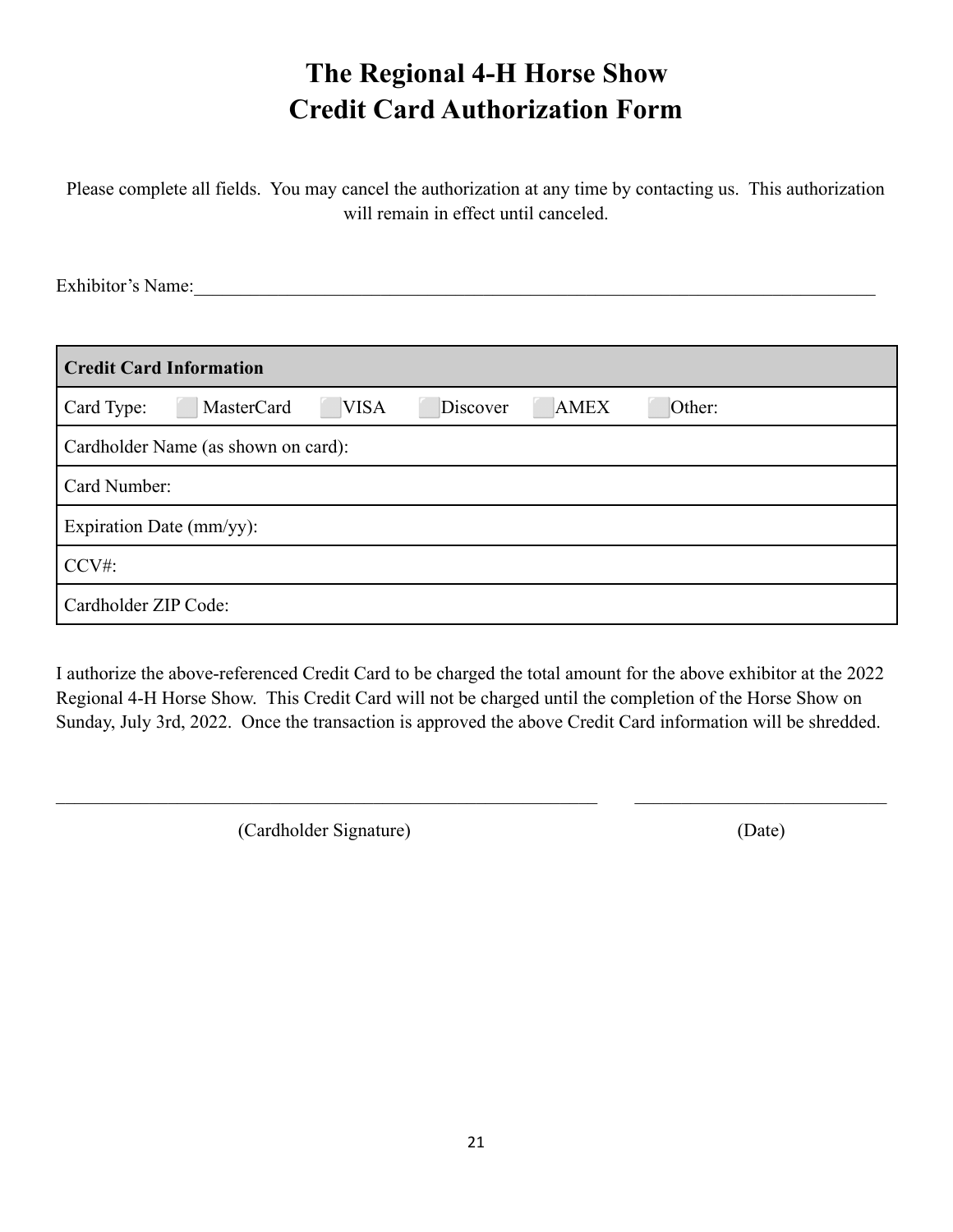# The Regional 4-H Horse Show
# Credit Card Authorization Form

Please complete all fields. You may cancel the authorization at any time by contacting us. This authorization will remain in effect until canceled.

Exhibitor's Name:_______________________________________________________________________________

| Credit Card Information |
| --- |
| Card Type: ☐ MasterCard ☐ VISA ☐ Discover ☐ AMEX ☐ Other: |
| Cardholder Name (as shown on card): |
| Card Number: |
| Expiration Date (mm/yy): |
| CCV#: |
| Cardholder ZIP Code: |

I authorize the above-referenced Credit Card to be charged the total amount for the above exhibitor at the 2022 Regional 4-H Horse Show. This Credit Card will not be charged until the completion of the Horse Show on Sunday, July 3rd, 2022. Once the transaction is approved the above Credit Card information will be shredded.

_______________________________________________ (Cardholder Signature)

_________________________ (Date)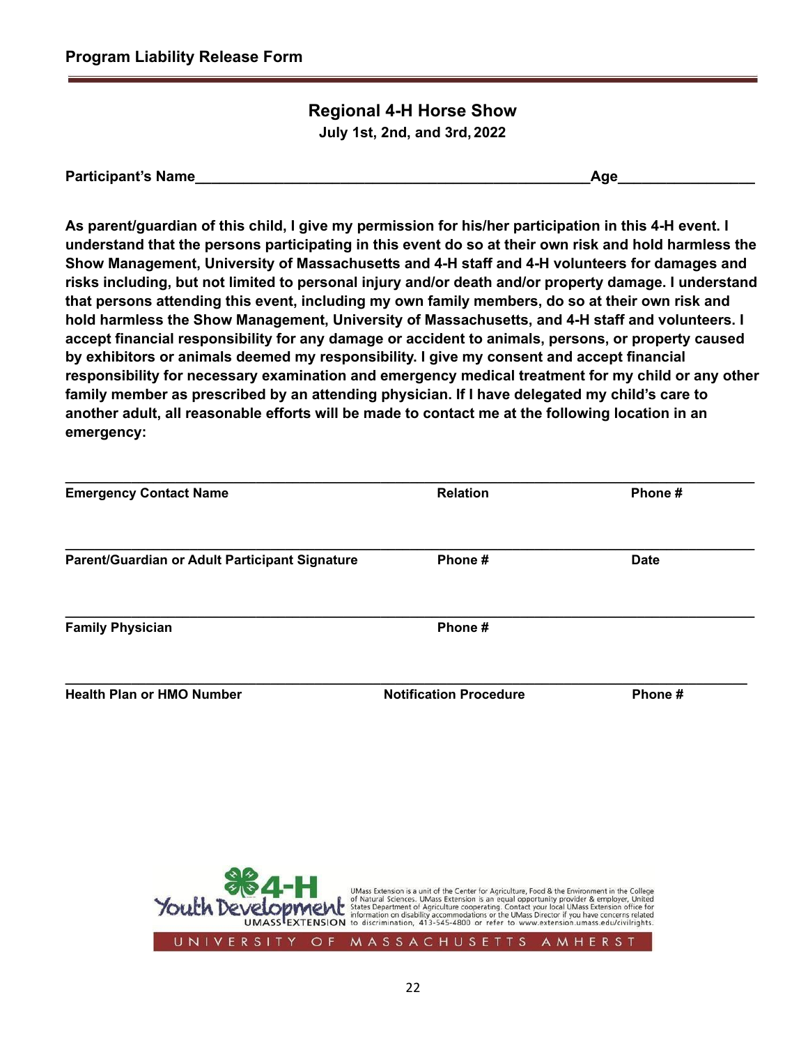## Program Liability Release Form

### Regional 4-H Horse Show

**July 1st, 2nd, and 3rd, 2022**

**Participant's Name**__________________________________________________**Age**________________

**As parent/guardian of this child, I give my permission for his/her participation in this 4-H event. I understand that the persons participating in this event do so at their own risk and hold harmless the Show Management, University of Massachusetts and 4-H staff and 4-H volunteers for damages and risks including, but not limited to personal injury and/or death and/or property damage. I understand that persons attending this event, including my own family members, do so at their own risk and hold harmless the Show Management, University of Massachusetts, and 4-H staff and volunteers. I accept financial responsibility for any damage or accident to animals, persons, or property caused by exhibitors or animals deemed my responsibility. I give my consent and accept financial responsibility for necessary examination and emergency medical treatment for my child or any other family member as prescribed by an attending physician. If I have delegated my child's care to another adult, all reasonable efforts will be made to contact me at the following location in an emergency:**

______________________________________________________________________________

**Emergency Contact Name** **Relation** **Phone #**

______________________________________________________________________________

**Parent/Guardian or Adult Participant Signature** **Phone #** **Date**

______________________________________________________________________________

**Family Physician** **Phone #**

______________________________________________________________________________

**Health Plan or HMO Number** **Notification Procedure** **Phone #**

4-H Youth Development UMASS EXTENSION

UMass Extension is a unit of the Center for Agriculture, Food & the Environment in the College of Natural Sciences. UMass Extension is an equal opportunity provider & employer, United States Department of Agriculture cooperating. Contact your local UMass Extension office for information on disability accommodations or the UMass Director if you have concerns related to discrimination, 413-545-4800 or refer to www.extension.umass.edu/civilrights.

UNIVERSITY OF MASSACHUSETTS AMHERST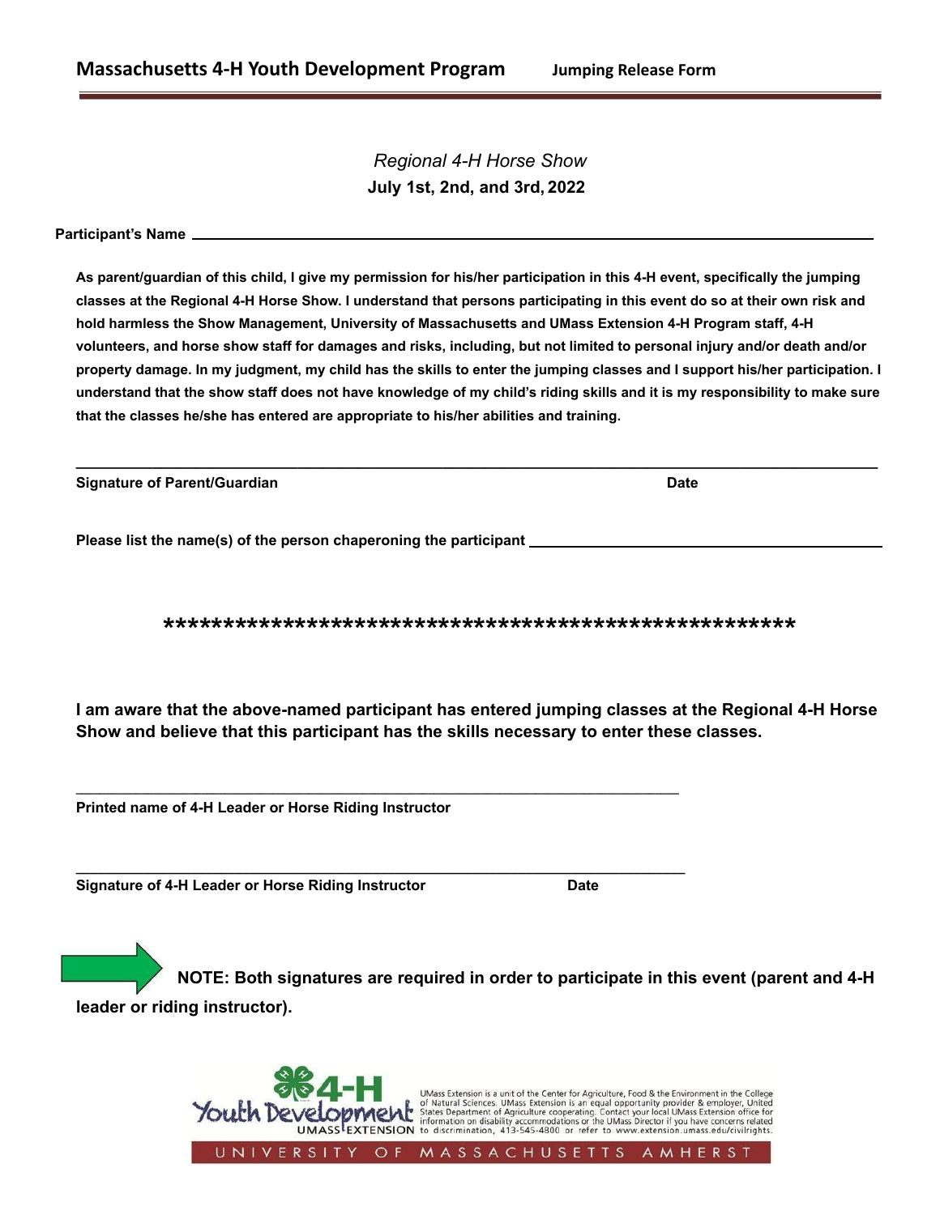**Massachusetts 4-H Youth Development Program** **Jumping Release Form**

*Regional 4-H Horse Show*

**July 1st, 2nd, and 3rd, 2022**

**Participant's Name** ______________________________________________

**As parent/guardian of this child, I give my permission for his/her participation in this 4-H event, specifically the jumping classes at the Regional 4-H Horse Show. I understand that persons participating in this event do so at their own risk and hold harmless the Show Management, University of Massachusetts and UMass Extension 4-H Program staff, 4-H volunteers, and horse show staff for damages and risks, including, but not limited to personal injury and/or death and/or property damage. In my judgment, my child has the skills to enter the jumping classes and I support his/her participation. I understand that the show staff does not have knowledge of my child's riding skills and it is my responsibility to make sure that the classes he/she has entered are appropriate to his/her abilities and training.**

______________________________________________

**Signature of Parent/Guardian** **Date**

**Please list the name(s) of the person chaperoning the participant** ______________________

*****************************************************

**I am aware that the above-named participant has entered jumping classes at the Regional 4-H Horse Show and believe that this participant has the skills necessary to enter these classes.**

______________________________________________

**Printed name of 4-H Leader or Horse Riding Instructor**

______________________________________________

**Signature of 4-H Leader or Horse Riding Instructor** **Date**

**NOTE: Both signatures are required in order to participate in this event (parent and 4-H leader or riding instructor).**

4-H Youth Development UMASS EXTENSION

UMass Extension is a unit of the Center for Agriculture, Food & the Environment in the College of Natural Sciences. UMass Extension is an equal opportunity provider & employer, United States Department of Agriculture cooperating. Contact your local UMass Extension office for information on disability accommodations or the UMass Director if you have concerns related to discrimination, 413-545-4800 or refer to www.extension.umass.edu/civilrights.

UNIVERSITY OF MASSACHUSETTS AMHERST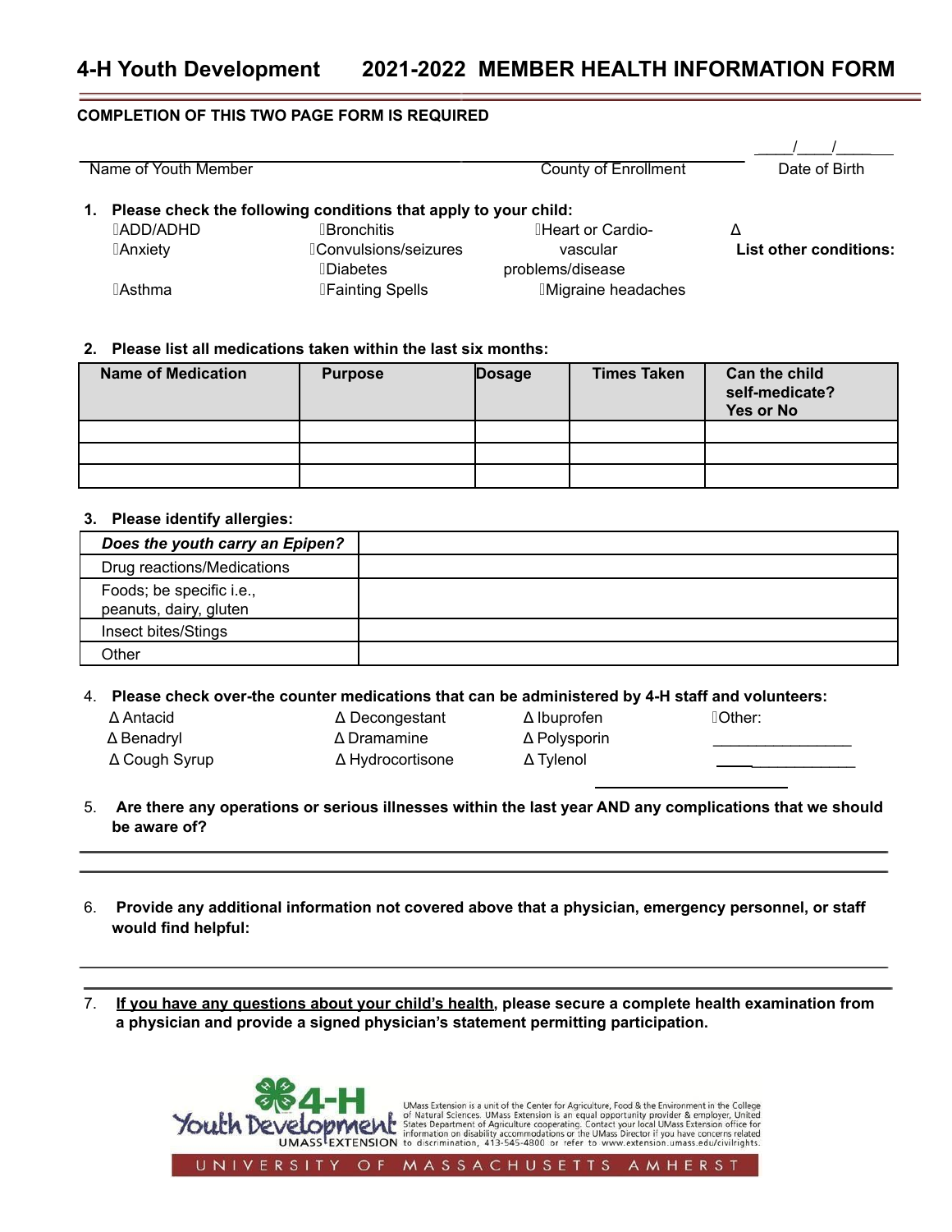# 4-H Youth Development 2021-2022 MEMBER HEALTH INFORMATION FORM

**COMPLETION OF THIS TWO PAGE FORM IS REQUIRED**

____________________________ Name of Youth Member

____________________________ County of Enrollment

____/____/____ Date of Birth

1. **Please check the following conditions that apply to your child:**

- ADD/ADHD
- Anxiety
- Asthma
- Bronchitis
- Convulsions/seizures
- Diabetes
- Fainting Spells
- Heart or Cardio-vascular problems/disease
- Migraine headaches
- Δ **List other conditions:**

2. **Please list all medications taken within the last six months:**

| Name of Medication | Purpose | Dosage | Times Taken | Can the child self-medicate? Yes or No |
|---|---|---|---|---|
| | | | | |
| | | | | |
| | | | | |

3. **Please identify allergies:**

| *Does the youth carry an Epipen?* | |
|---|---|
| Drug reactions/Medications | |
| Foods; be specific i.e., peanuts, dairy, gluten | |
| Insect bites/Stings | |
| Other | |

4. **Please check over-the counter medications that can be administered by 4-H staff and volunteers:**

- Δ Antacid
- Δ Benadryl
- Δ Cough Syrup
- Δ Decongestant
- Δ Dramamine
- Δ Hydrocortisone
- Δ Ibuprofen
- Δ Polysporin
- Δ Tylenol
- Other: ________________

5. **Are there any operations or serious illnesses within the last year AND any complications that we should be aware of?**

____________________________________________

____________________________________________

6. **Provide any additional information not covered above that a physician, emergency personnel, or staff would find helpful:**

____________________________________________

____________________________________________

7. **<u>If you have any questions about your child's health</u>, please secure a complete health examination from a physician and provide a signed physician's statement permitting participation.**

4-H Youth Development UMASS EXTENSION

UMass Extension is a unit of the Center for Agriculture, Food & the Environment in the College of Natural Sciences. UMass Extension is an equal opportunity provider & employer, United States Department of Agriculture cooperating. Contact your local UMass Extension office for information on disability accommodations or the UMass Director if you have concerns related to discrimination, 413-545-4800 or refer to www.extension.umass.edu/civilrights.

UNIVERSITY OF MASSACHUSETTS AMHERST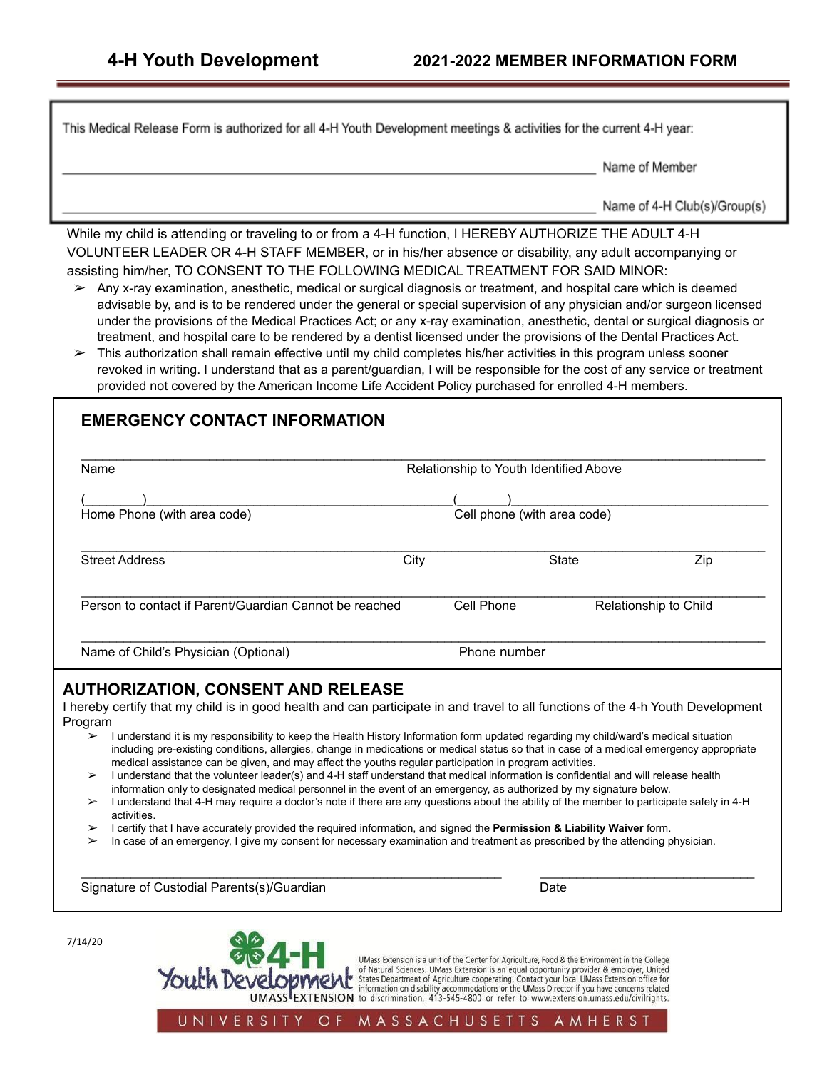# 4-H Youth Development

## 2021-2022 MEMBER INFORMATION FORM

This Medical Release Form is authorized for all 4-H Youth Development meetings & activities for the current 4-H year:

_______________________________________________ Name of Member

_______________________________________________ Name of 4-H Club(s)/Group(s)

While my child is attending or traveling to or from a 4-H function, I HEREBY AUTHORIZE THE ADULT 4-H VOLUNTEER LEADER OR 4-H STAFF MEMBER, or in his/her absence or disability, any adult accompanying or assisting him/her, TO CONSENT TO THE FOLLOWING MEDICAL TREATMENT FOR SAID MINOR:

- Any x-ray examination, anesthetic, medical or surgical diagnosis or treatment, and hospital care which is deemed advisable by, and is to be rendered under the general or special supervision of any physician and/or surgeon licensed under the provisions of the Medical Practices Act; or any x-ray examination, anesthetic, dental or surgical diagnosis or treatment, and hospital care to be rendered by a dentist licensed under the provisions of the Dental Practices Act.
- This authorization shall remain effective until my child completes his/her activities in this program unless sooner revoked in writing. I understand that as a parent/guardian, I will be responsible for the cost of any service or treatment provided not covered by the American Income Life Accident Policy purchased for enrolled 4-H members.

## EMERGENCY CONTACT INFORMATION

_______________________________________________

Name                    Relationship to Youth Identified Above

(________)_______________________________(_______)_______________________________

Home Phone (with area code)                    Cell phone (with area code)

_______________________________________________

Street Address          City          State          Zip

_______________________________________________

Person to contact if Parent/Guardian Cannot be reached          Cell Phone          Relationship to Child

_______________________________________________

Name of Child's Physician (Optional)          Phone number

## AUTHORIZATION, CONSENT AND RELEASE

I hereby certify that my child is in good health and can participate in and travel to all functions of the 4-h Youth Development Program

- I understand it is my responsibility to keep the Health History Information form updated regarding my child/ward's medical situation including pre-existing conditions, allergies, change in medications or medical status so that in case of a medical emergency appropriate medical assistance can be given, and may affect the youths regular participation in program activities.
- I understand that the volunteer leader(s) and 4-H staff understand that medical information is confidential and will release health information only to designated medical personnel in the event of an emergency, as authorized by my signature below.
- I understand that 4-H may require a doctor's note if there are any questions about the ability of the member to participate safely in 4-H activities.
- I certify that I have accurately provided the required information, and signed the **Permission & Liability Waiver** form.
- In case of an emergency, I give my consent for necessary examination and treatment as prescribed by the attending physician.

_______________________________________________          ____________________

Signature of Custodial Parents(s)/Guardian          Date

7/14/20

4-H Youth Development UMASS EXTENSION

UMass Extension is a unit of the Center for Agriculture, Food & the Environment in the College of Natural Sciences. UMass Extension is an equal opportunity provider & employer, United States Department of Agriculture cooperating. Contact your local UMass Extension office for information on disability accommodations or the UMass Director if you have concerns related to discrimination, 413-545-4800 or refer to www.extension.umass.edu/civilrights.

UNIVERSITY OF MASSACHUSETTS AMHERST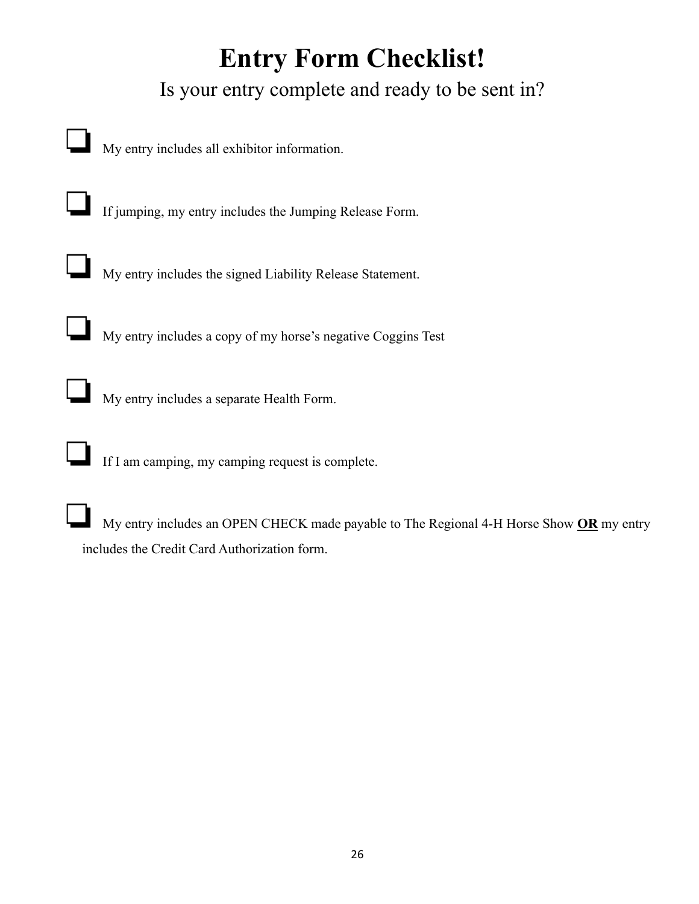# Entry Form Checklist!

Is your entry complete and ready to be sent in?

- [ ] My entry includes all exhibitor information.

- [ ] If jumping, my entry includes the Jumping Release Form.

- [ ] My entry includes the signed Liability Release Statement.

- [ ] My entry includes a copy of my horse's negative Coggins Test

- [ ] My entry includes a separate Health Form.

- [ ] If I am camping, my camping request is complete.

- [ ] My entry includes an OPEN CHECK made payable to The Regional 4-H Horse Show **OR** my entry includes the Credit Card Authorization form.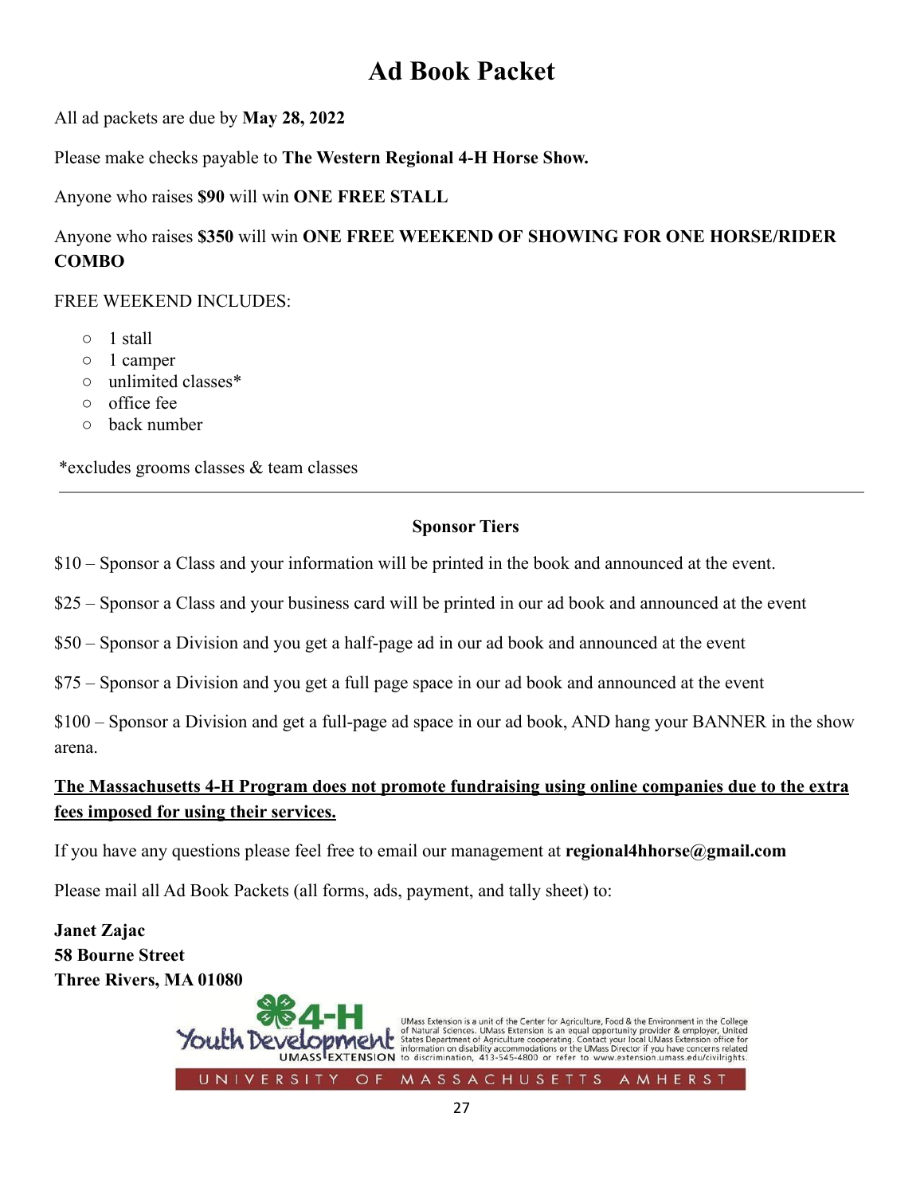# Ad Book Packet

All ad packets are due by **May 28, 2022**

Please make checks payable to **The Western Regional 4-H Horse Show.**

Anyone who raises **$90** will win **ONE FREE STALL**

Anyone who raises **$350** will win **ONE FREE WEEKEND OF SHOWING FOR ONE HORSE/RIDER COMBO**

FREE WEEKEND INCLUDES:

- 1 stall
- 1 camper
- unlimited classes*
- office fee
- back number

*excludes grooms classes & team classes

---

**Sponsor Tiers**

$10 – Sponsor a Class and your information will be printed in the book and announced at the event.

$25 – Sponsor a Class and your business card will be printed in our ad book and announced at the event

$50 – Sponsor a Division and you get a half-page ad in our ad book and announced at the event

$75 – Sponsor a Division and you get a full page space in our ad book and announced at the event

$100 – Sponsor a Division and get a full-page ad space in our ad book, AND hang your BANNER in the show arena.

**<u>The Massachusetts 4-H Program does not promote fundraising using online companies due to the extra fees imposed for using their services.</u>**

If you have any questions please feel free to email our management at **regional4hhorse@gmail.com**

Please mail all Ad Book Packets (all forms, ads, payment, and tally sheet) to:

**Janet Zajac**
**58 Bourne Street**
**Three Rivers, MA 01080**

4-H Youth Development UMASS EXTENSION

UMass Extension is a unit of the Center for Agriculture, Food & the Environment in the College of Natural Sciences. UMass Extension is an equal opportunity provider & employer, United States Department of Agriculture cooperating. Contact your local UMass Extension office for information on disability accommodations or the UMass Director if you have concerns related to discrimination, 413-545-4800 or refer to www.extension.umass.edu/civilrights.

UNIVERSITY OF MASSACHUSETTS AMHERST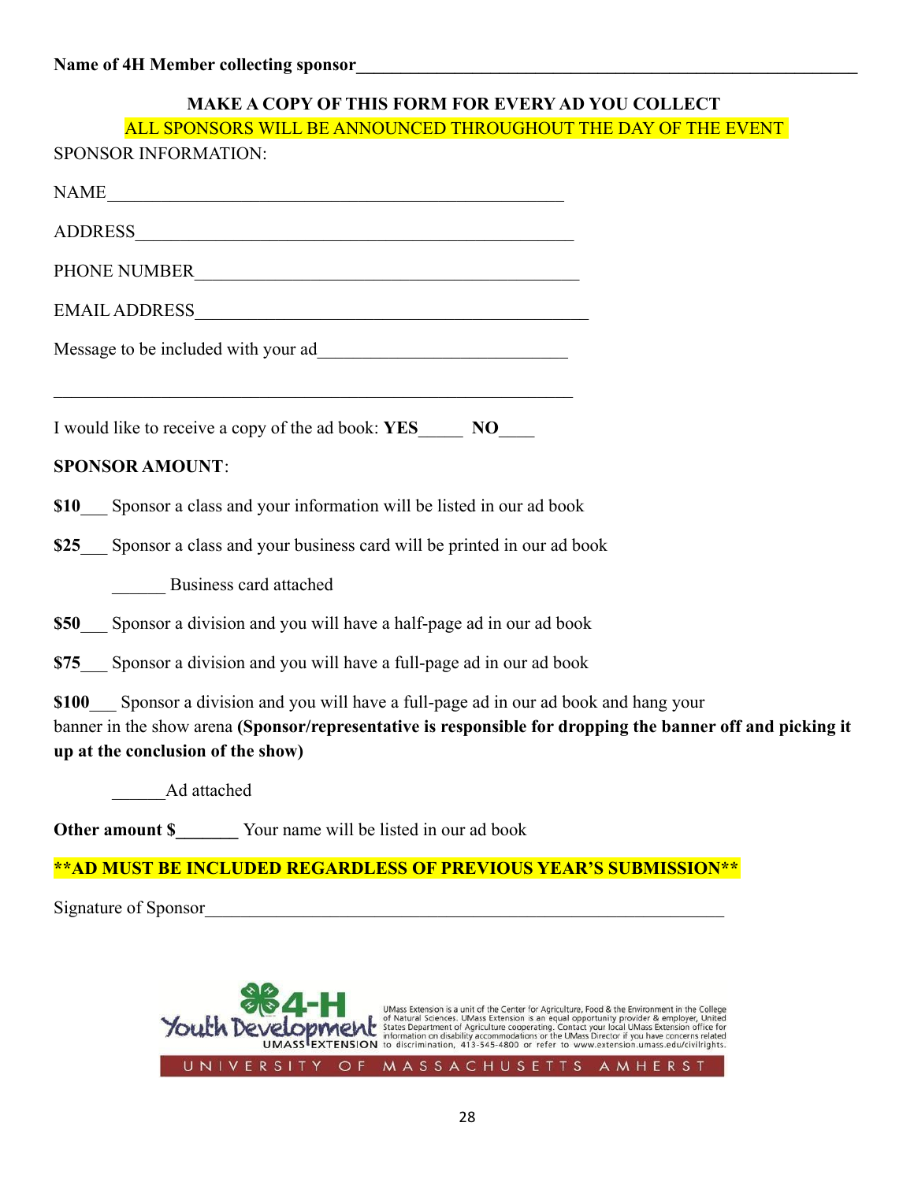**Name of 4H Member collecting sponsor**_______________________________________________

**MAKE A COPY OF THIS FORM FOR EVERY AD YOU COLLECT**

ALL SPONSORS WILL BE ANNOUNCED THROUGHOUT THE DAY OF THE EVENT

SPONSOR INFORMATION:

NAME_______________________________________________

ADDRESS_______________________________________________

PHONE NUMBER_______________________________________________

EMAIL ADDRESS_______________________________________________

Message to be included with your ad___________________________

_______________________________________________

I would like to receive a copy of the ad book: **YES**_____ **NO**____

**SPONSOR AMOUNT**:

**$10**___ Sponsor a class and your information will be listed in our ad book

**$25**___ Sponsor a class and your business card will be printed in our ad book

______ Business card attached

**$50**___ Sponsor a division and you will have a half-page ad in our ad book

**$75**___ Sponsor a division and you will have a full-page ad in our ad book

**$100**___ Sponsor a division and you will have a full-page ad in our ad book and hang your banner in the show arena **(Sponsor/representative is responsible for dropping the banner off and picking it up at the conclusion of the show)**

______Ad attached

**Other amount $_______** Your name will be listed in our ad book

**\*\*AD MUST BE INCLUDED REGARDLESS OF PREVIOUS YEAR'S SUBMISSION\*\***

Signature of Sponsor_______________________________________________

4-H Youth Development UMASS EXTENSION

UMass Extension is a unit of the Center for Agriculture, Food & the Environment in the College of Natural Sciences. UMass Extension is an equal opportunity provider & employer, United States Department of Agriculture cooperating. Contact your local UMass Extension office for information on disability accommodations or the UMass Director if you have concerns related to discrimination, 413-545-4800 or refer to www.extension.umass.edu/civilrights.

UNIVERSITY OF MASSACHUSETTS AMHERST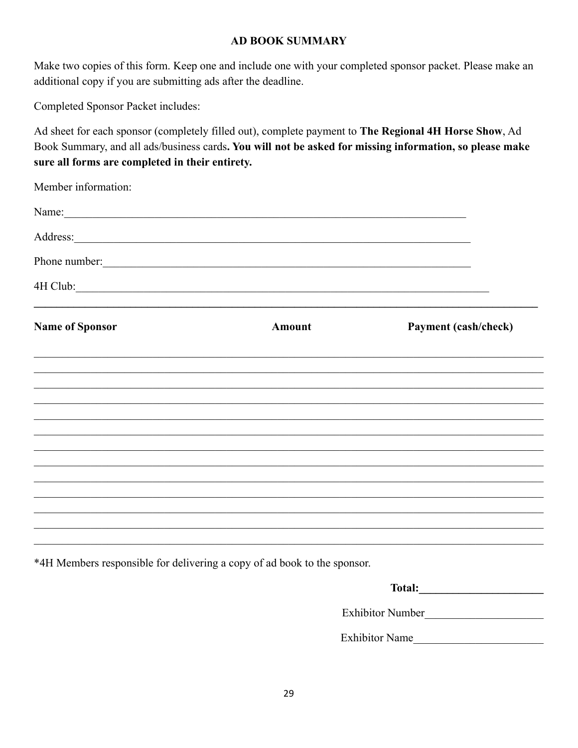## AD BOOK SUMMARY

Make two copies of this form. Keep one and include one with your completed sponsor packet. Please make an additional copy if you are submitting ads after the deadline.

Completed Sponsor Packet includes:

Ad sheet for each sponsor (completely filled out), complete payment to **The Regional 4H Horse Show**, Ad Book Summary, and all ads/business cards**. You will not be asked for missing information, so please make sure all forms are completed in their entirety.**

Member information:

Name:\_\_\_\_\_\_\_\_\_\_\_\_\_\_\_\_\_\_\_\_\_\_\_\_\_\_\_\_\_\_\_\_\_\_\_\_\_\_\_\_\_\_\_\_\_\_\_\_\_\_\_\_\_\_\_\_\_\_\_\_

Address:\_\_\_\_\_\_\_\_\_\_\_\_\_\_\_\_\_\_\_\_\_\_\_\_\_\_\_\_\_\_\_\_\_\_\_\_\_\_\_\_\_\_\_\_\_\_\_\_\_\_\_\_\_\_\_\_\_\_\_\_

Phone number:\_\_\_\_\_\_\_\_\_\_\_\_\_\_\_\_\_\_\_\_\_\_\_\_\_\_\_\_\_\_\_\_\_\_\_\_\_\_\_\_\_\_\_\_\_\_\_\_\_\_\_\_\_\_\_\_

4H Club:\_\_\_\_\_\_\_\_\_\_\_\_\_\_\_\_\_\_\_\_\_\_\_\_\_\_\_\_\_\_\_\_\_\_\_\_\_\_\_\_\_\_\_\_\_\_\_\_\_\_\_\_\_\_\_\_\_\_\_\_

| **Name of Sponsor** | **Amount** | **Payment (cash/check)** |
| --- | --- | --- |
| | | |
| | | |
| | | |
| | | |
| | | |
| | | |
| | | |
| | | |
| | | |
| | | |
| | | |
| | | |
| | | |

*4H Members responsible for delivering a copy of ad book to the sponsor.

**Total:**\_\_\_\_\_\_\_\_\_\_\_\_\_\_\_\_\_\_\_\_

Exhibitor Number\_\_\_\_\_\_\_\_\_\_\_\_\_\_\_\_\_\_\_\_

Exhibitor Name\_\_\_\_\_\_\_\_\_\_\_\_\_\_\_\_\_\_\_\_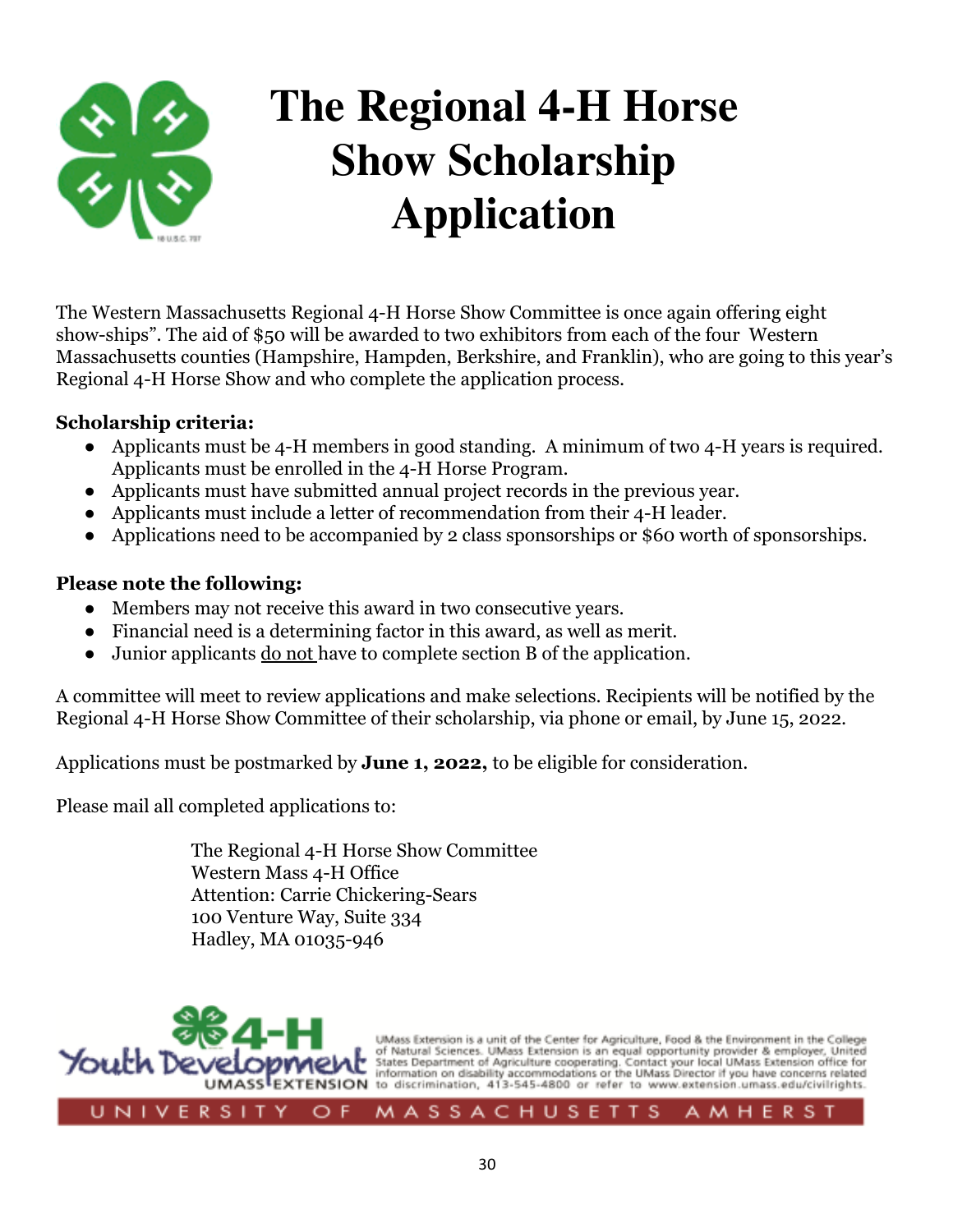# The Regional 4-H Horse Show Scholarship Application

The Western Massachusetts Regional 4-H Horse Show Committee is once again offering eight show-ships". The aid of $50 will be awarded to two exhibitors from each of the four Western Massachusetts counties (Hampshire, Hampden, Berkshire, and Franklin), who are going to this year's Regional 4-H Horse Show and who complete the application process.

**Scholarship criteria:**

- Applicants must be 4-H members in good standing. A minimum of two 4-H years is required. Applicants must be enrolled in the 4-H Horse Program.
- Applicants must have submitted annual project records in the previous year.
- Applicants must include a letter of recommendation from their 4-H leader.
- Applications need to be accompanied by 2 class sponsorships or $60 worth of sponsorships.

**Please note the following:**

- Members may not receive this award in two consecutive years.
- Financial need is a determining factor in this award, as well as merit.
- Junior applicants <u>do not</u> have to complete section B of the application.

A committee will meet to review applications and make selections. Recipients will be notified by the Regional 4-H Horse Show Committee of their scholarship, via phone or email, by June 15, 2022.

Applications must be postmarked by **June 1, 2022,** to be eligible for consideration.

Please mail all completed applications to:

The Regional 4-H Horse Show Committee
Western Mass 4-H Office
Attention: Carrie Chickering-Sears
100 Venture Way, Suite 334
Hadley, MA 01035-946

4-H Youth Development UMASS EXTENSION

UMass Extension is a unit of the Center for Agriculture, Food & the Environment in the College of Natural Sciences. UMass Extension is an equal opportunity provider & employer, United States Department of Agriculture cooperating. Contact your local UMass Extension office for information on disability accommodations or the UMass Director if you have concerns related to discrimination, 413-545-4800 or refer to www.extension.umass.edu/civilrights.

UNIVERSITY OF MASSACHUSETTS AMHERST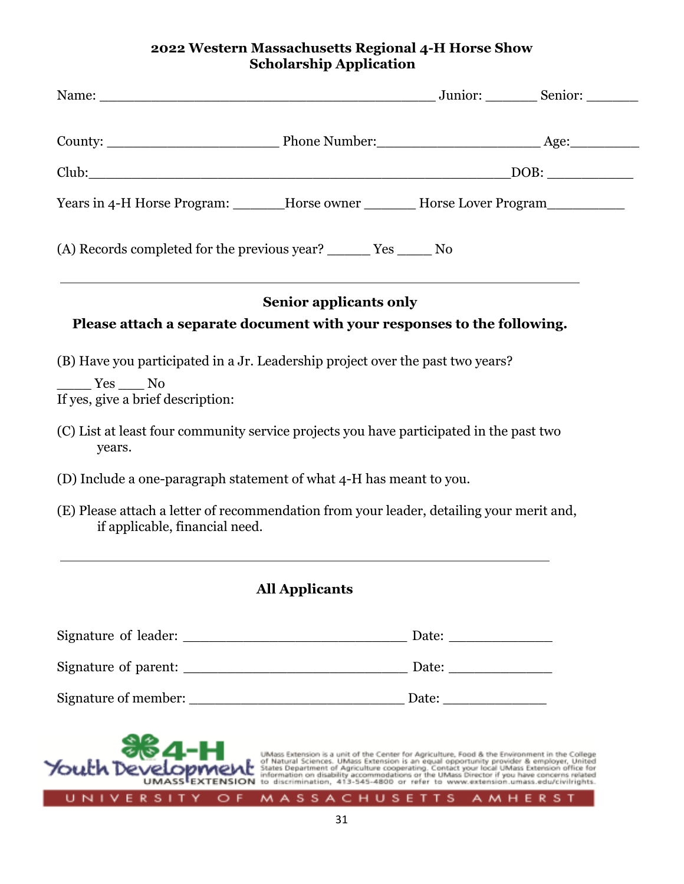## 2022 Western Massachusetts Regional 4-H Horse Show
## Scholarship Application

Name: ________________________________________ Junior: ______ Senior: ______

County: _____________________ Phone Number:____________________ Age:________

Club:__________________________________________________DOB: __________

Years in 4-H Horse Program: ______Horse owner ______ Horse Lover Program_________

(A) Records completed for the previous year? _____ Yes ____ No

---

### Senior applicants only

**Please attach a separate document with your responses to the following.**

(B) Have you participated in a Jr. Leadership project over the past two years?

____ Yes ___ No
If yes, give a brief description:

(C) List at least four community service projects you have participated in the past two years.

(D) Include a one-paragraph statement of what 4-H has meant to you.

(E) Please attach a letter of recommendation from your leader, detailing your merit and, if applicable, financial need.

---

### All Applicants

Signature of leader: ___________________________ Date: ____________

Signature of parent: ___________________________ Date: ____________

Signature of member: __________________________ Date: ____________

4-H Youth Development UMASS EXTENSION

UMass Extension is a unit of the Center for Agriculture, Food & the Environment in the College of Natural Sciences. UMass Extension is an equal opportunity provider & employer, United States Department of Agriculture cooperating. Contact your local UMass Extension office for information on disability accommodations or the UMass Director if you have concerns related to discrimination, 413-545-4800 or refer to www.extension.umass.edu/civilrights.

UNIVERSITY OF MASSACHUSETTS AMHERST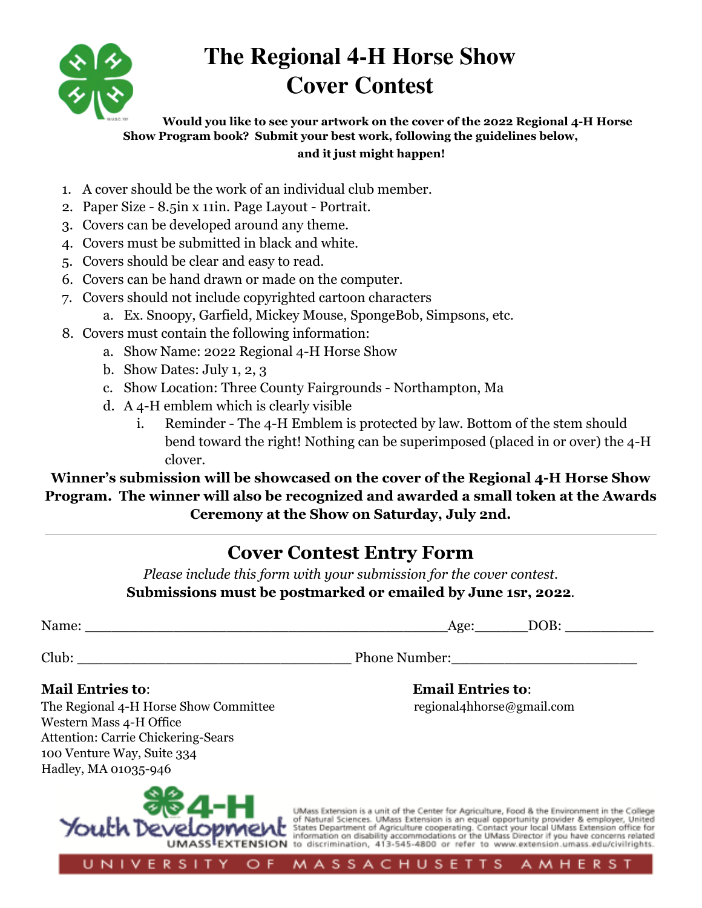# The Regional 4-H Horse Show Cover Contest

**Would you like to see your artwork on the cover of the 2022 Regional 4-H Horse Show Program book? Submit your best work, following the guidelines below, and it just might happen!**

1. A cover should be the work of an individual club member.
2. Paper Size - 8.5in x 11in. Page Layout - Portrait.
3. Covers can be developed around any theme.
4. Covers must be submitted in black and white.
5. Covers should be clear and easy to read.
6. Covers can be hand drawn or made on the computer.
7. Covers should not include copyrighted cartoon characters
   a. Ex. Snoopy, Garfield, Mickey Mouse, SpongeBob, Simpsons, etc.
8. Covers must contain the following information:
   a. Show Name: 2022 Regional 4-H Horse Show
   b. Show Dates: July 1, 2, 3
   c. Show Location: Three County Fairgrounds - Northampton, Ma
   d. A 4-H emblem which is clearly visible
      i. Reminder - The 4-H Emblem is protected by law. Bottom of the stem should bend toward the right! Nothing can be superimposed (placed in or over) the 4-H clover.

**Winner's submission will be showcased on the cover of the Regional 4-H Horse Show Program. The winner will also be recognized and awarded a small token at the Awards Ceremony at the Show on Saturday, July 2nd.**

---

## Cover Contest Entry Form

*Please include this form with your submission for the cover contest.*

**Submissions must be postmarked or emailed by June 1sr, 2022.**

Name: ____________________________________________ Age:______ DOB: __________

Club: _________________________________ Phone Number:______________________

**Mail Entries to**:
The Regional 4-H Horse Show Committee
Western Mass 4-H Office
Attention: Carrie Chickering-Sears
100 Venture Way, Suite 334
Hadley, MA 01035-946

**Email Entries to**:
regional4hhorse@gmail.com

4-H Youth Development UMASS EXTENSION

UMass Extension is a unit of the Center for Agriculture, Food & the Environment in the College of Natural Sciences. UMass Extension is an equal opportunity provider & employer, United States Department of Agriculture cooperating. Contact your local UMass Extension office for information on disability accommodations or the UMass Director if you have concerns related to discrimination, 413-545-4800 or refer to www.extension.umass.edu/civilrights.

UNIVERSITY OF MASSACHUSETTS AMHERST